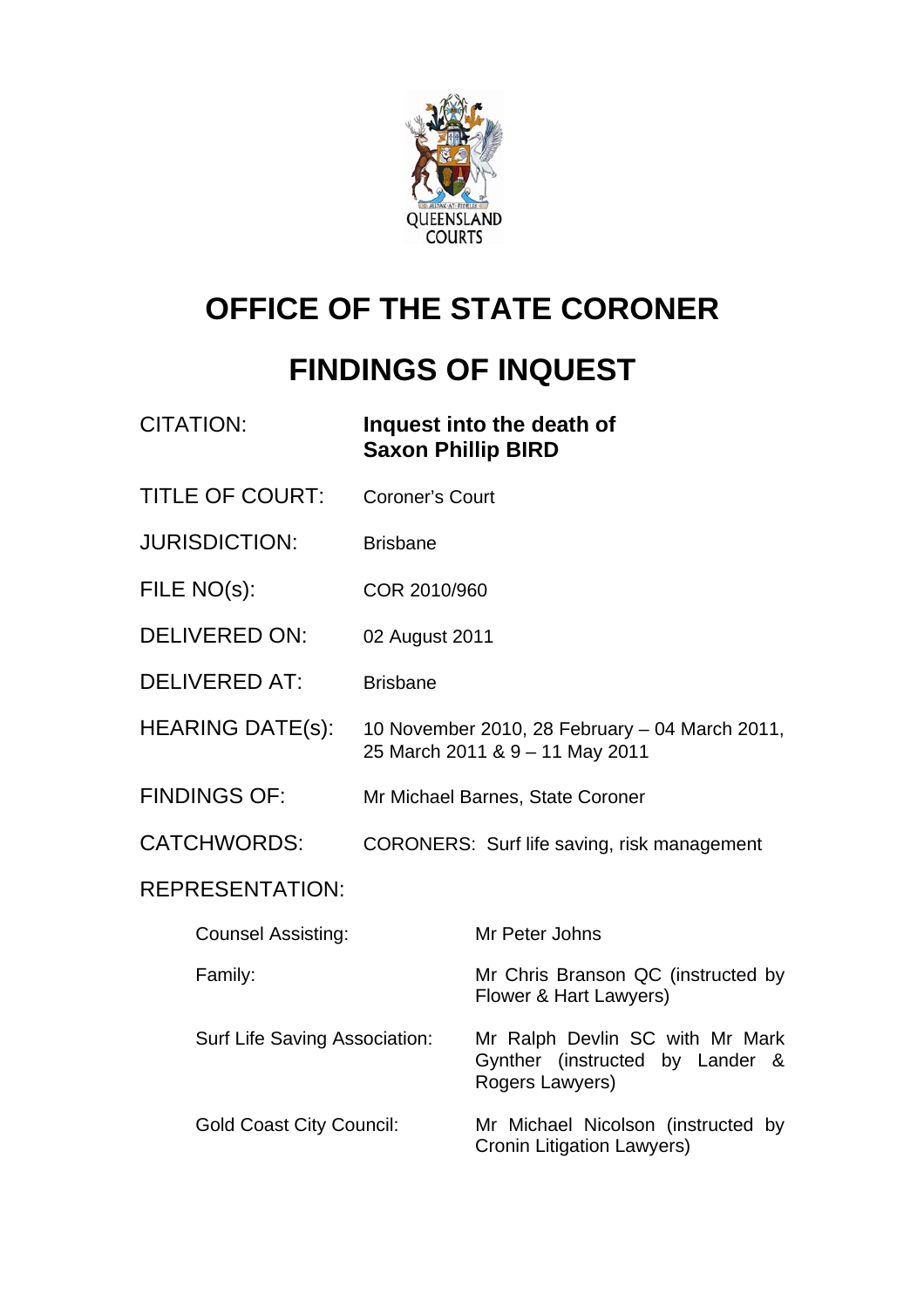QUEENSLAND COURTS

# OFFICE OF THE STATE CORONER

# FINDINGS OF INQUEST

| | |
|---|---|
| CITATION: | **Inquest into the death of Saxon Phillip BIRD** |
| TITLE OF COURT: | Coroner's Court |
| JURISDICTION: | Brisbane |
| FILE NO(s): | COR 2010/960 |
| DELIVERED ON: | 02 August 2011 |
| DELIVERED AT: | Brisbane |
| HEARING DATE(s): | 10 November 2010, 28 February – 04 March 2011, 25 March 2011 & 9 – 11 May 2011 |
| FINDINGS OF: | Mr Michael Barnes, State Coroner |
| CATCHWORDS: | CORONERS: Surf life saving, risk management |

REPRESENTATION:

| | |
|---|---|
| Counsel Assisting: | Mr Peter Johns |
| Family: | Mr Chris Branson QC (instructed by Flower & Hart Lawyers) |
| Surf Life Saving Association: | Mr Ralph Devlin SC with Mr Mark Gynther (instructed by Lander & Rogers Lawyers) |
| Gold Coast City Council: | Mr Michael Nicolson (instructed by Cronin Litigation Lawyers) |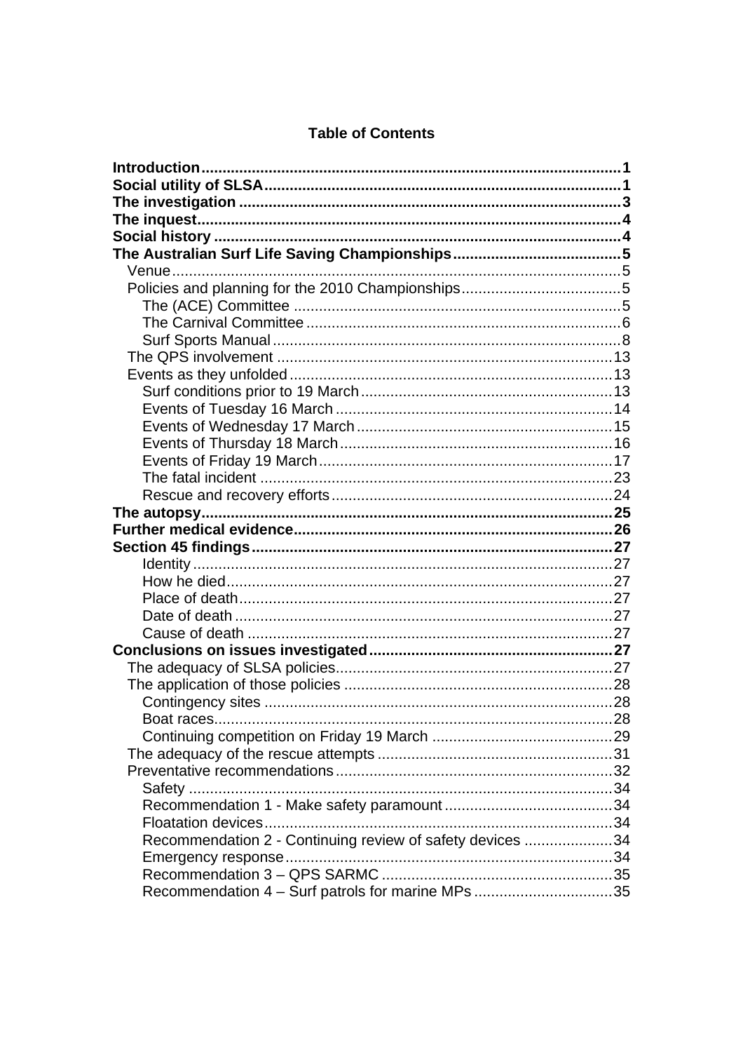**Table of Contents**

**Introduction** .......... 1
**Social utility of SLSA** .......... 1
**The investigation** .......... 3
**The inquest** .......... 4
**Social history** .......... 4
**The Australian Surf Life Saving Championships** .......... 5
- Venue .......... 5
- Policies and planning for the 2010 Championships .......... 5
  - The (ACE) Committee .......... 5
  - The Carnival Committee .......... 6
  - Surf Sports Manual .......... 8
- The QPS involvement .......... 13
- Events as they unfolded .......... 13
  - Surf conditions prior to 19 March .......... 13
  - Events of Tuesday 16 March .......... 14
  - Events of Wednesday 17 March .......... 15
  - Events of Thursday 18 March .......... 16
  - Events of Friday 19 March .......... 17
  - The fatal incident .......... 23
  - Rescue and recovery efforts .......... 24

**The autopsy** .......... 25
**Further medical evidence** .......... 26
**Section 45 findings** .......... 27
  - Identity .......... 27
  - How he died .......... 27
  - Place of death .......... 27
  - Date of death .......... 27
  - Cause of death .......... 27

**Conclusions on issues investigated** .......... 27
- The adequacy of SLSA policies .......... 27
- The application of those policies .......... 28
  - Contingency sites .......... 28
  - Boat races .......... 28
  - Continuing competition on Friday 19 March .......... 29
- The adequacy of the rescue attempts .......... 31
- Preventative recommendations .......... 32
  - Safety .......... 34
  - Recommendation 1 - Make safety paramount .......... 34
  - Floatation devices .......... 34
  - Recommendation 2 - Continuing review of safety devices .......... 34
  - Emergency response .......... 34
  - Recommendation 3 – QPS SARMC .......... 35
  - Recommendation 4 – Surf patrols for marine MPs .......... 35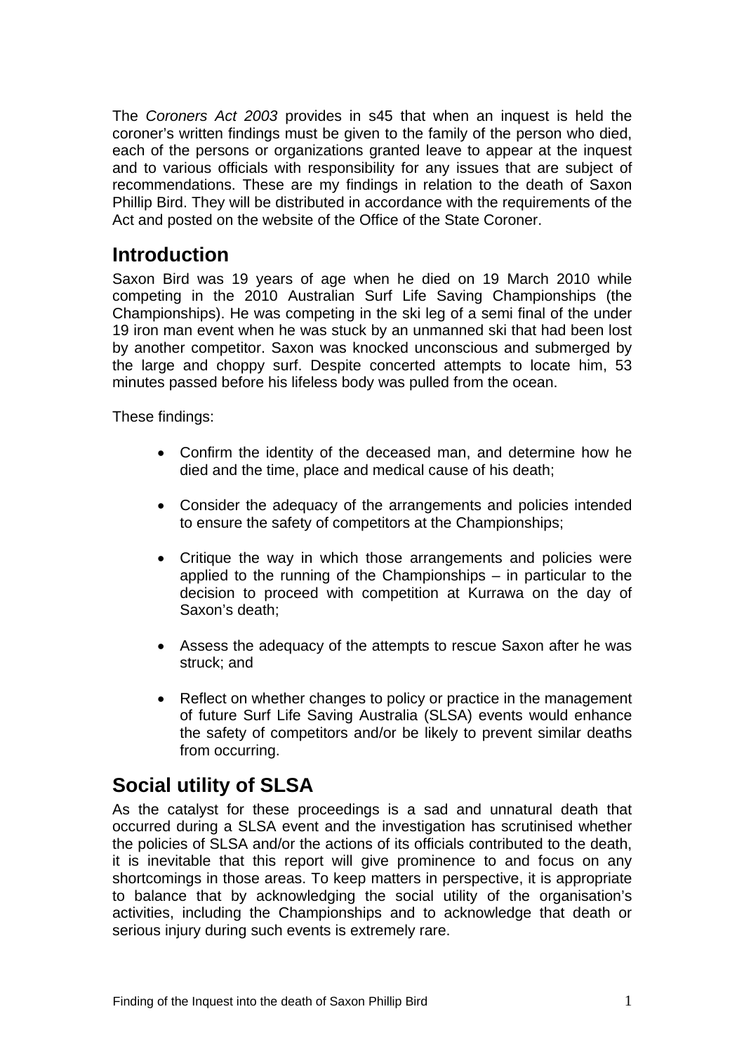The *Coroners Act 2003* provides in s45 that when an inquest is held the coroner's written findings must be given to the family of the person who died, each of the persons or organizations granted leave to appear at the inquest and to various officials with responsibility for any issues that are subject of recommendations. These are my findings in relation to the death of Saxon Phillip Bird. They will be distributed in accordance with the requirements of the Act and posted on the website of the Office of the State Coroner.

## Introduction

Saxon Bird was 19 years of age when he died on 19 March 2010 while competing in the 2010 Australian Surf Life Saving Championships (the Championships). He was competing in the ski leg of a semi final of the under 19 iron man event when he was stuck by an unmanned ski that had been lost by another competitor. Saxon was knocked unconscious and submerged by the large and choppy surf. Despite concerted attempts to locate him, 53 minutes passed before his lifeless body was pulled from the ocean.

These findings:

- Confirm the identity of the deceased man, and determine how he died and the time, place and medical cause of his death;
- Consider the adequacy of the arrangements and policies intended to ensure the safety of competitors at the Championships;
- Critique the way in which those arrangements and policies were applied to the running of the Championships – in particular to the decision to proceed with competition at Kurrawa on the day of Saxon's death;
- Assess the adequacy of the attempts to rescue Saxon after he was struck; and
- Reflect on whether changes to policy or practice in the management of future Surf Life Saving Australia (SLSA) events would enhance the safety of competitors and/or be likely to prevent similar deaths from occurring.

## Social utility of SLSA

As the catalyst for these proceedings is a sad and unnatural death that occurred during a SLSA event and the investigation has scrutinised whether the policies of SLSA and/or the actions of its officials contributed to the death, it is inevitable that this report will give prominence to and focus on any shortcomings in those areas. To keep matters in perspective, it is appropriate to balance that by acknowledging the social utility of the organisation's activities, including the Championships and to acknowledge that death or serious injury during such events is extremely rare.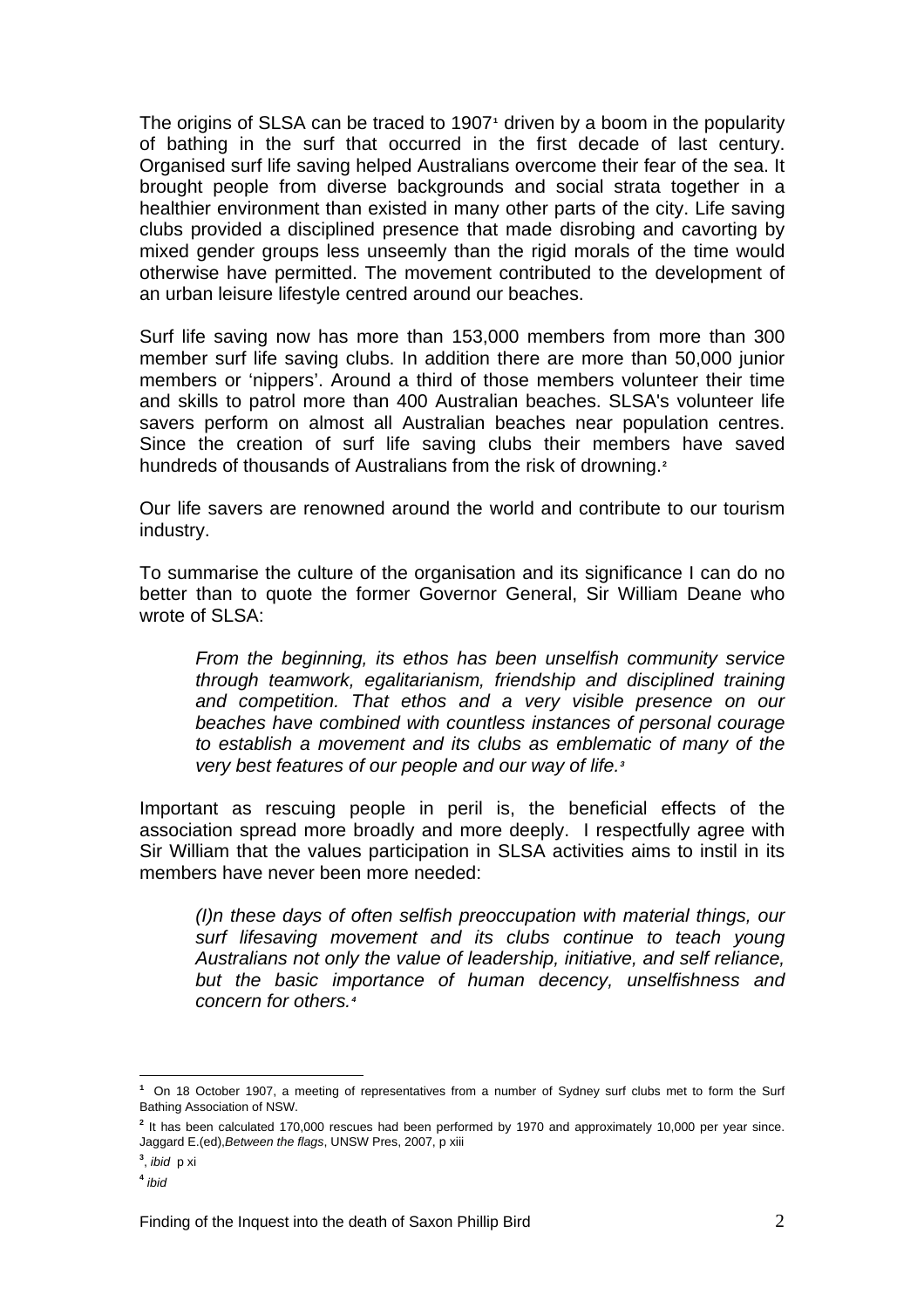The origins of SLSA can be traced to 1907[1] driven by a boom in the popularity of bathing in the surf that occurred in the first decade of last century. Organised surf life saving helped Australians overcome their fear of the sea. It brought people from diverse backgrounds and social strata together in a healthier environment than existed in many other parts of the city. Life saving clubs provided a disciplined presence that made disrobing and cavorting by mixed gender groups less unseemly than the rigid morals of the time would otherwise have permitted. The movement contributed to the development of an urban leisure lifestyle centred around our beaches.

Surf life saving now has more than 153,000 members from more than 300 member surf life saving clubs. In addition there are more than 50,000 junior members or 'nippers'. Around a third of those members volunteer their time and skills to patrol more than 400 Australian beaches. SLSA's volunteer life savers perform on almost all Australian beaches near population centres. Since the creation of surf life saving clubs their members have saved hundreds of thousands of Australians from the risk of drowning.[2]

Our life savers are renowned around the world and contribute to our tourism industry.

To summarise the culture of the organisation and its significance I can do no better than to quote the former Governor General, Sir William Deane who wrote of SLSA:

> *From the beginning, its ethos has been unselfish community service through teamwork, egalitarianism, friendship and disciplined training and competition. That ethos and a very visible presence on our beaches have combined with countless instances of personal courage to establish a movement and its clubs as emblematic of many of the very best features of our people and our way of life.*[3]

Important as rescuing people in peril is, the beneficial effects of the association spread more broadly and more deeply. I respectfully agree with Sir William that the values participation in SLSA activities aims to instil in its members have never been more needed:

> *(I)n these days of often selfish preoccupation with material things, our surf lifesaving movement and its clubs continue to teach young Australians not only the value of leadership, initiative, and self reliance, but the basic importance of human decency, unselfishness and concern for others.*[4]

---

[1] On 18 October 1907, a meeting of representatives from a number of Sydney surf clubs met to form the Surf Bathing Association of NSW.

[2] It has been calculated 170,000 rescues had been performed by 1970 and approximately 10,000 per year since. Jaggard E.(ed),*Between the flags*, UNSW Pres, 2007, p xiii

[3], *ibid* p xi

[4] *ibid*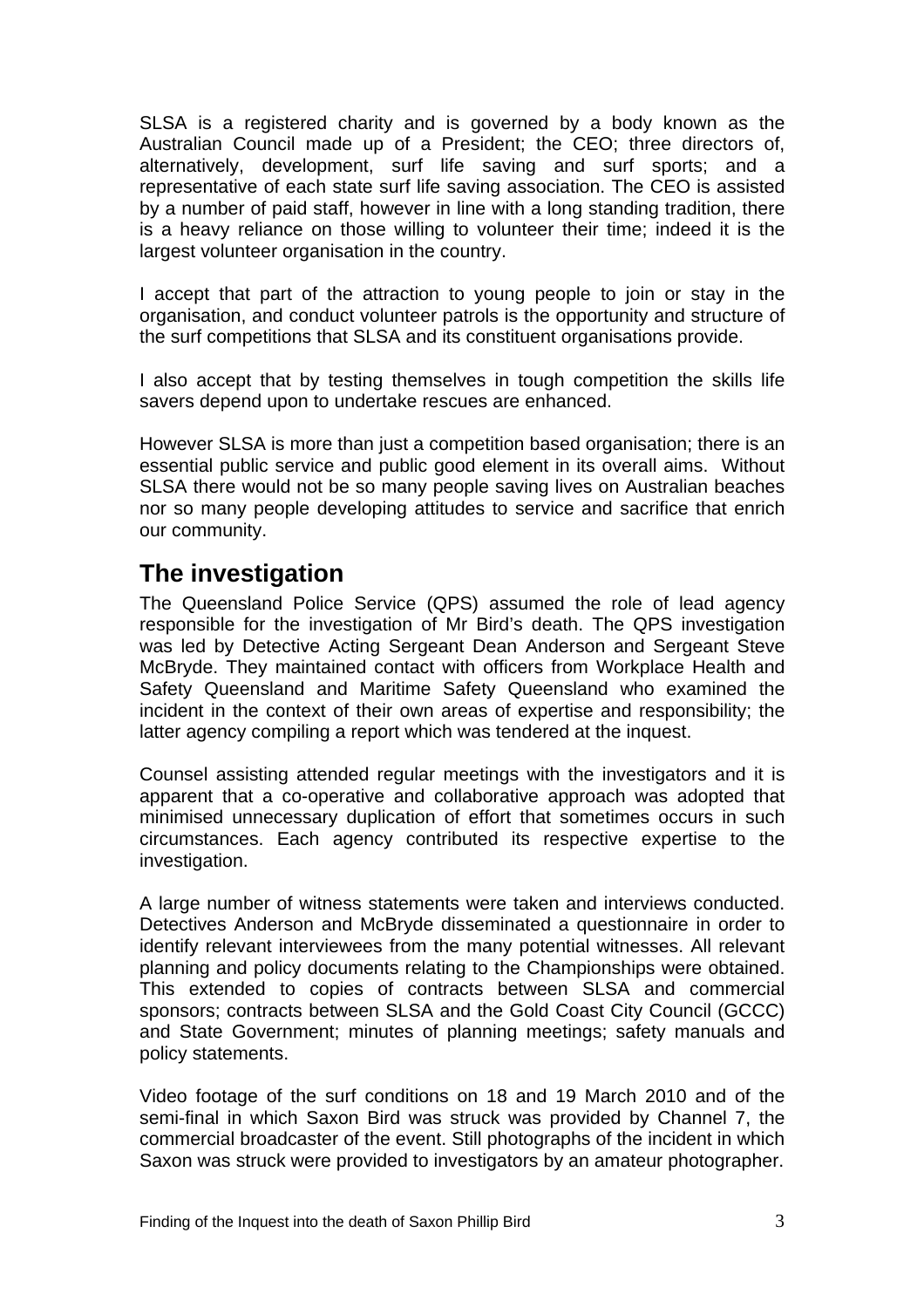SLSA is a registered charity and is governed by a body known as the Australian Council made up of a President; the CEO; three directors of, alternatively, development, surf life saving and surf sports; and a representative of each state surf life saving association. The CEO is assisted by a number of paid staff, however in line with a long standing tradition, there is a heavy reliance on those willing to volunteer their time; indeed it is the largest volunteer organisation in the country.

I accept that part of the attraction to young people to join or stay in the organisation, and conduct volunteer patrols is the opportunity and structure of the surf competitions that SLSA and its constituent organisations provide.

I also accept that by testing themselves in tough competition the skills life savers depend upon to undertake rescues are enhanced.

However SLSA is more than just a competition based organisation; there is an essential public service and public good element in its overall aims. Without SLSA there would not be so many people saving lives on Australian beaches nor so many people developing attitudes to service and sacrifice that enrich our community.

## The investigation

The Queensland Police Service (QPS) assumed the role of lead agency responsible for the investigation of Mr Bird's death. The QPS investigation was led by Detective Acting Sergeant Dean Anderson and Sergeant Steve McBryde. They maintained contact with officers from Workplace Health and Safety Queensland and Maritime Safety Queensland who examined the incident in the context of their own areas of expertise and responsibility; the latter agency compiling a report which was tendered at the inquest.

Counsel assisting attended regular meetings with the investigators and it is apparent that a co-operative and collaborative approach was adopted that minimised unnecessary duplication of effort that sometimes occurs in such circumstances. Each agency contributed its respective expertise to the investigation.

A large number of witness statements were taken and interviews conducted. Detectives Anderson and McBryde disseminated a questionnaire in order to identify relevant interviewees from the many potential witnesses. All relevant planning and policy documents relating to the Championships were obtained. This extended to copies of contracts between SLSA and commercial sponsors; contracts between SLSA and the Gold Coast City Council (GCCC) and State Government; minutes of planning meetings; safety manuals and policy statements.

Video footage of the surf conditions on 18 and 19 March 2010 and of the semi-final in which Saxon Bird was struck was provided by Channel 7, the commercial broadcaster of the event. Still photographs of the incident in which Saxon was struck were provided to investigators by an amateur photographer.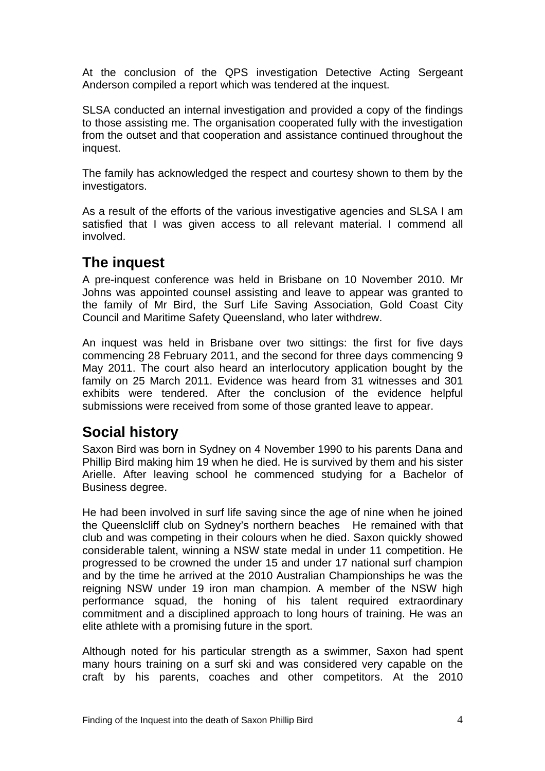At the conclusion of the QPS investigation Detective Acting Sergeant Anderson compiled a report which was tendered at the inquest.

SLSA conducted an internal investigation and provided a copy of the findings to those assisting me. The organisation cooperated fully with the investigation from the outset and that cooperation and assistance continued throughout the inquest.

The family has acknowledged the respect and courtesy shown to them by the investigators.

As a result of the efforts of the various investigative agencies and SLSA I am satisfied that I was given access to all relevant material. I commend all involved.

## The inquest

A pre-inquest conference was held in Brisbane on 10 November 2010. Mr Johns was appointed counsel assisting and leave to appear was granted to the family of Mr Bird, the Surf Life Saving Association, Gold Coast City Council and Maritime Safety Queensland, who later withdrew.

An inquest was held in Brisbane over two sittings: the first for five days commencing 28 February 2011, and the second for three days commencing 9 May 2011. The court also heard an interlocutory application bought by the family on 25 March 2011. Evidence was heard from 31 witnesses and 301 exhibits were tendered. After the conclusion of the evidence helpful submissions were received from some of those granted leave to appear.

## Social history

Saxon Bird was born in Sydney on 4 November 1990 to his parents Dana and Phillip Bird making him 19 when he died. He is survived by them and his sister Arielle. After leaving school he commenced studying for a Bachelor of Business degree.

He had been involved in surf life saving since the age of nine when he joined the Queenslcliff club on Sydney's northern beaches He remained with that club and was competing in their colours when he died. Saxon quickly showed considerable talent, winning a NSW state medal in under 11 competition. He progressed to be crowned the under 15 and under 17 national surf champion and by the time he arrived at the 2010 Australian Championships he was the reigning NSW under 19 iron man champion. A member of the NSW high performance squad, the honing of his talent required extraordinary commitment and a disciplined approach to long hours of training. He was an elite athlete with a promising future in the sport.

Although noted for his particular strength as a swimmer, Saxon had spent many hours training on a surf ski and was considered very capable on the craft by his parents, coaches and other competitors. At the 2010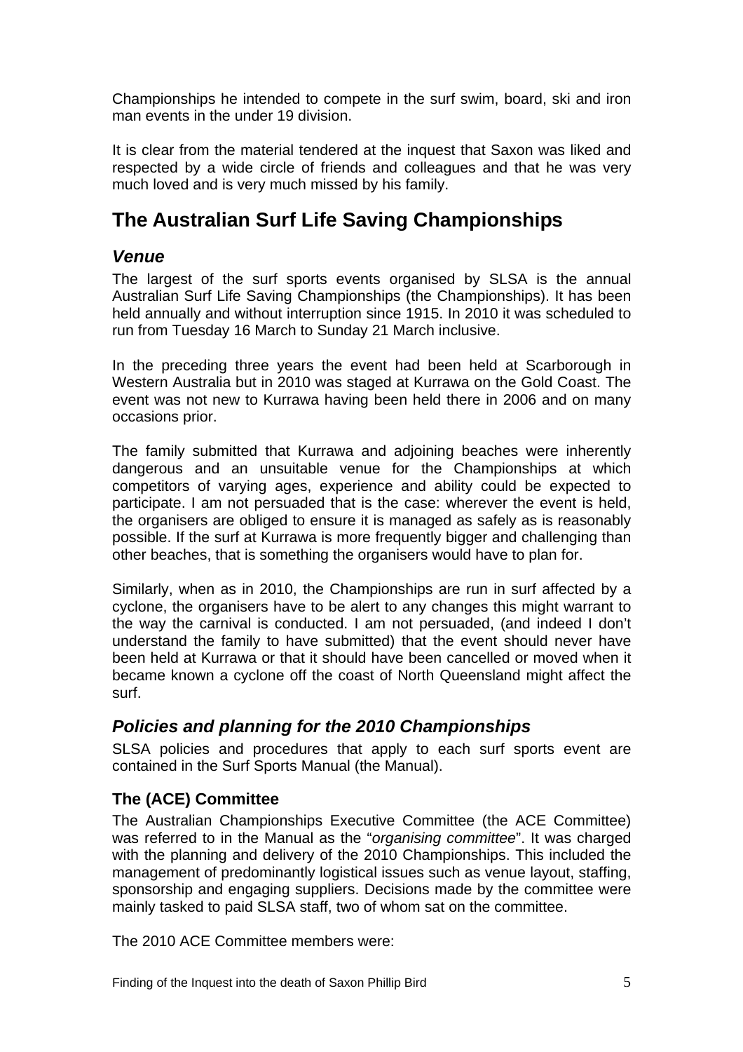Championships he intended to compete in the surf swim, board, ski and iron man events in the under 19 division.

It is clear from the material tendered at the inquest that Saxon was liked and respected by a wide circle of friends and colleagues and that he was very much loved and is very much missed by his family.

# The Australian Surf Life Saving Championships

## *Venue*

The largest of the surf sports events organised by SLSA is the annual Australian Surf Life Saving Championships (the Championships). It has been held annually and without interruption since 1915. In 2010 it was scheduled to run from Tuesday 16 March to Sunday 21 March inclusive.

In the preceding three years the event had been held at Scarborough in Western Australia but in 2010 was staged at Kurrawa on the Gold Coast. The event was not new to Kurrawa having been held there in 2006 and on many occasions prior.

The family submitted that Kurrawa and adjoining beaches were inherently dangerous and an unsuitable venue for the Championships at which competitors of varying ages, experience and ability could be expected to participate. I am not persuaded that is the case: wherever the event is held, the organisers are obliged to ensure it is managed as safely as is reasonably possible. If the surf at Kurrawa is more frequently bigger and challenging than other beaches, that is something the organisers would have to plan for.

Similarly, when as in 2010, the Championships are run in surf affected by a cyclone, the organisers have to be alert to any changes this might warrant to the way the carnival is conducted. I am not persuaded, (and indeed I don't understand the family to have submitted) that the event should never have been held at Kurrawa or that it should have been cancelled or moved when it became known a cyclone off the coast of North Queensland might affect the surf.

## *Policies and planning for the 2010 Championships*

SLSA policies and procedures that apply to each surf sports event are contained in the Surf Sports Manual (the Manual).

### The (ACE) Committee

The Australian Championships Executive Committee (the ACE Committee) was referred to in the Manual as the "*organising committee*". It was charged with the planning and delivery of the 2010 Championships. This included the management of predominantly logistical issues such as venue layout, staffing, sponsorship and engaging suppliers. Decisions made by the committee were mainly tasked to paid SLSA staff, two of whom sat on the committee.

The 2010 ACE Committee members were: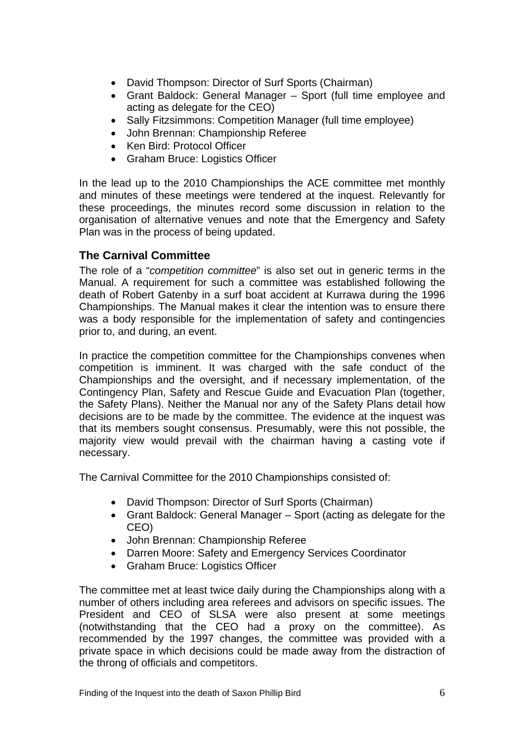- David Thompson: Director of Surf Sports (Chairman)
- Grant Baldock: General Manager – Sport (full time employee and acting as delegate for the CEO)
- Sally Fitzsimmons: Competition Manager (full time employee)
- John Brennan: Championship Referee
- Ken Bird: Protocol Officer
- Graham Bruce: Logistics Officer

In the lead up to the 2010 Championships the ACE committee met monthly and minutes of these meetings were tendered at the inquest. Relevantly for these proceedings, the minutes record some discussion in relation to the organisation of alternative venues and note that the Emergency and Safety Plan was in the process of being updated.

### The Carnival Committee

The role of a "*competition committee*" is also set out in generic terms in the Manual. A requirement for such a committee was established following the death of Robert Gatenby in a surf boat accident at Kurrawa during the 1996 Championships. The Manual makes it clear the intention was to ensure there was a body responsible for the implementation of safety and contingencies prior to, and during, an event.

In practice the competition committee for the Championships convenes when competition is imminent. It was charged with the safe conduct of the Championships and the oversight, and if necessary implementation, of the Contingency Plan, Safety and Rescue Guide and Evacuation Plan (together, the Safety Plans). Neither the Manual nor any of the Safety Plans detail how decisions are to be made by the committee. The evidence at the inquest was that its members sought consensus. Presumably, were this not possible, the majority view would prevail with the chairman having a casting vote if necessary.

The Carnival Committee for the 2010 Championships consisted of:

- David Thompson: Director of Surf Sports (Chairman)
- Grant Baldock: General Manager – Sport (acting as delegate for the CEO)
- John Brennan: Championship Referee
- Darren Moore: Safety and Emergency Services Coordinator
- Graham Bruce: Logistics Officer

The committee met at least twice daily during the Championships along with a number of others including area referees and advisors on specific issues. The President and CEO of SLSA were also present at some meetings (notwithstanding that the CEO had a proxy on the committee). As recommended by the 1997 changes, the committee was provided with a private space in which decisions could be made away from the distraction of the throng of officials and competitors.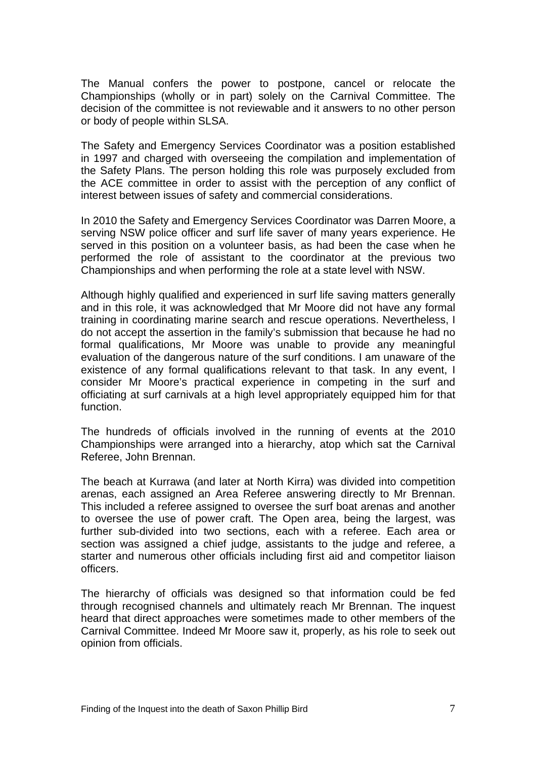The Manual confers the power to postpone, cancel or relocate the Championships (wholly or in part) solely on the Carnival Committee. The decision of the committee is not reviewable and it answers to no other person or body of people within SLSA.

The Safety and Emergency Services Coordinator was a position established in 1997 and charged with overseeing the compilation and implementation of the Safety Plans. The person holding this role was purposely excluded from the ACE committee in order to assist with the perception of any conflict of interest between issues of safety and commercial considerations.

In 2010 the Safety and Emergency Services Coordinator was Darren Moore, a serving NSW police officer and surf life saver of many years experience. He served in this position on a volunteer basis, as had been the case when he performed the role of assistant to the coordinator at the previous two Championships and when performing the role at a state level with NSW.

Although highly qualified and experienced in surf life saving matters generally and in this role, it was acknowledged that Mr Moore did not have any formal training in coordinating marine search and rescue operations. Nevertheless, I do not accept the assertion in the family's submission that because he had no formal qualifications, Mr Moore was unable to provide any meaningful evaluation of the dangerous nature of the surf conditions. I am unaware of the existence of any formal qualifications relevant to that task. In any event, I consider Mr Moore's practical experience in competing in the surf and officiating at surf carnivals at a high level appropriately equipped him for that function.

The hundreds of officials involved in the running of events at the 2010 Championships were arranged into a hierarchy, atop which sat the Carnival Referee, John Brennan.

The beach at Kurrawa (and later at North Kirra) was divided into competition arenas, each assigned an Area Referee answering directly to Mr Brennan. This included a referee assigned to oversee the surf boat arenas and another to oversee the use of power craft. The Open area, being the largest, was further sub-divided into two sections, each with a referee. Each area or section was assigned a chief judge, assistants to the judge and referee, a starter and numerous other officials including first aid and competitor liaison officers.

The hierarchy of officials was designed so that information could be fed through recognised channels and ultimately reach Mr Brennan. The inquest heard that direct approaches were sometimes made to other members of the Carnival Committee. Indeed Mr Moore saw it, properly, as his role to seek out opinion from officials.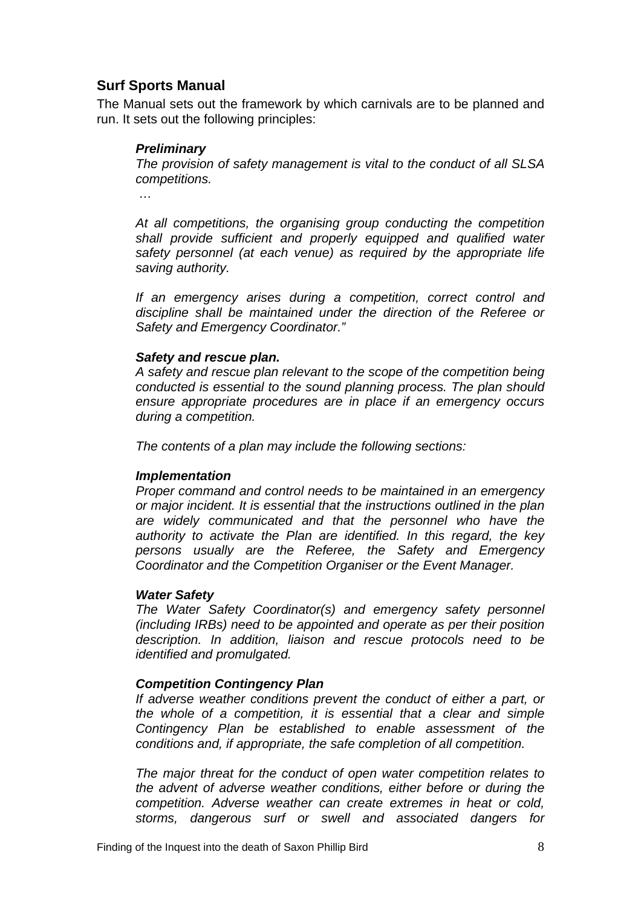## Surf Sports Manual

The Manual sets out the framework by which carnivals are to be planned and run. It sets out the following principles:

> ***Preliminary***
>
> *The provision of safety management is vital to the conduct of all SLSA competitions.*
>
> *…*
>
> *At all competitions, the organising group conducting the competition shall provide sufficient and properly equipped and qualified water safety personnel (at each venue) as required by the appropriate life saving authority.*
>
> *If an emergency arises during a competition, correct control and discipline shall be maintained under the direction of the Referee or Safety and Emergency Coordinator."*
>
> ***Safety and rescue plan.***
>
> *A safety and rescue plan relevant to the scope of the competition being conducted is essential to the sound planning process. The plan should ensure appropriate procedures are in place if an emergency occurs during a competition.*
>
> *The contents of a plan may include the following sections:*
>
> ***Implementation***
>
> *Proper command and control needs to be maintained in an emergency or major incident. It is essential that the instructions outlined in the plan are widely communicated and that the personnel who have the authority to activate the Plan are identified. In this regard, the key persons usually are the Referee, the Safety and Emergency Coordinator and the Competition Organiser or the Event Manager.*
>
> ***Water Safety***
>
> *The Water Safety Coordinator(s) and emergency safety personnel (including IRBs) need to be appointed and operate as per their position description. In addition, liaison and rescue protocols need to be identified and promulgated.*
>
> ***Competition Contingency Plan***
>
> *If adverse weather conditions prevent the conduct of either a part, or the whole of a competition, it is essential that a clear and simple Contingency Plan be established to enable assessment of the conditions and, if appropriate, the safe completion of all competition.*
>
> *The major threat for the conduct of open water competition relates to the advent of adverse weather conditions, either before or during the competition. Adverse weather can create extremes in heat or cold, storms, dangerous surf or swell and associated dangers for*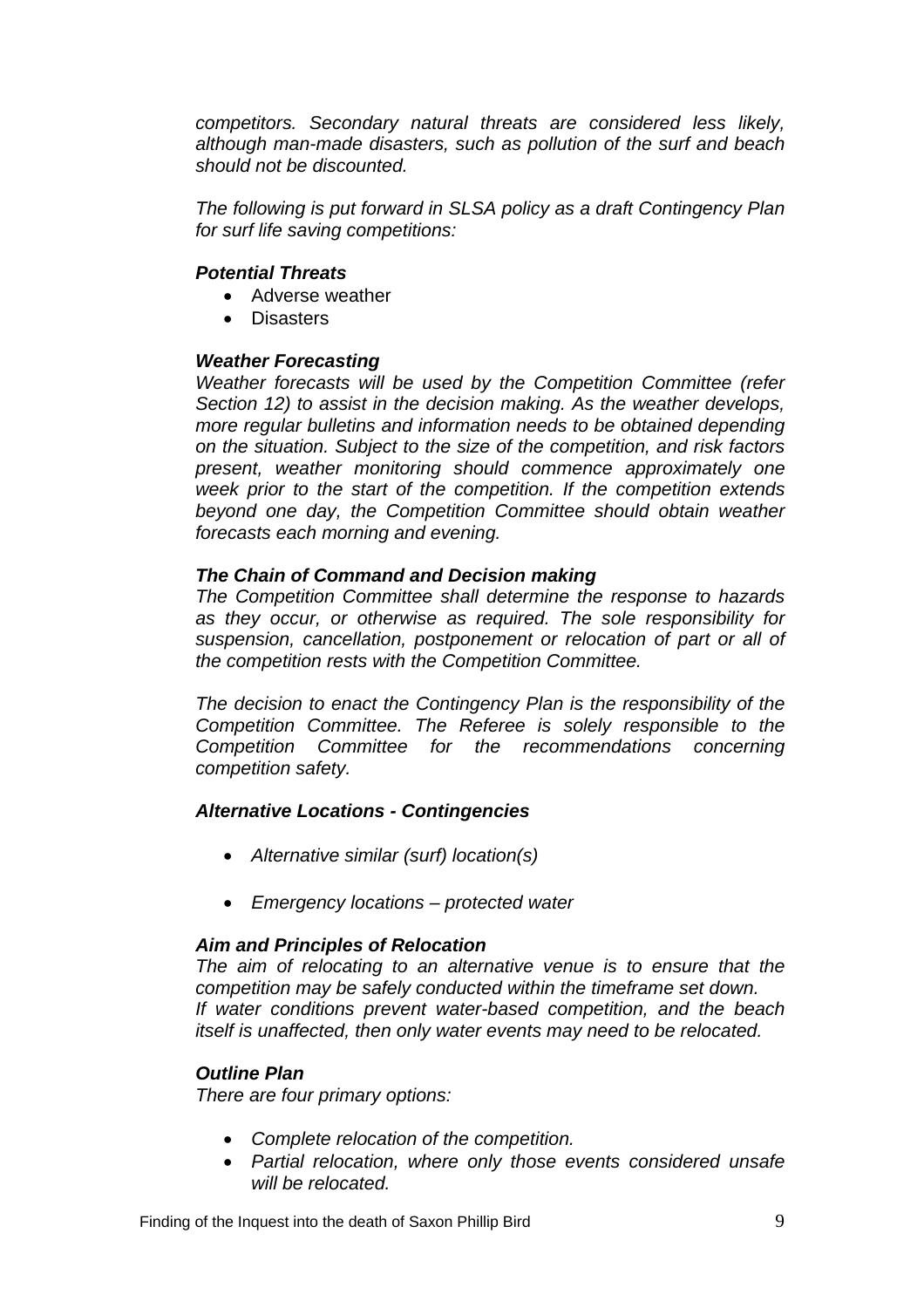*competitors. Secondary natural threats are considered less likely, although man-made disasters, such as pollution of the surf and beach should not be discounted.*

*The following is put forward in SLSA policy as a draft Contingency Plan for surf life saving competitions:*

***Potential Threats***

- Adverse weather
- Disasters

***Weather Forecasting***

*Weather forecasts will be used by the Competition Committee (refer Section 12) to assist in the decision making. As the weather develops, more regular bulletins and information needs to be obtained depending on the situation. Subject to the size of the competition, and risk factors present, weather monitoring should commence approximately one week prior to the start of the competition. If the competition extends beyond one day, the Competition Committee should obtain weather forecasts each morning and evening.*

***The Chain of Command and Decision making***

*The Competition Committee shall determine the response to hazards as they occur, or otherwise as required. The sole responsibility for suspension, cancellation, postponement or relocation of part or all of the competition rests with the Competition Committee.*

*The decision to enact the Contingency Plan is the responsibility of the Competition Committee. The Referee is solely responsible to the Competition Committee for the recommendations concerning competition safety.*

***Alternative Locations - Contingencies***

- *Alternative similar (surf) location(s)*
- *Emergency locations – protected water*

***Aim and Principles of Relocation***

*The aim of relocating to an alternative venue is to ensure that the competition may be safely conducted within the timeframe set down. If water conditions prevent water-based competition, and the beach itself is unaffected, then only water events may need to be relocated.*

***Outline Plan***

*There are four primary options:*

- *Complete relocation of the competition.*
- *Partial relocation, where only those events considered unsafe will be relocated.*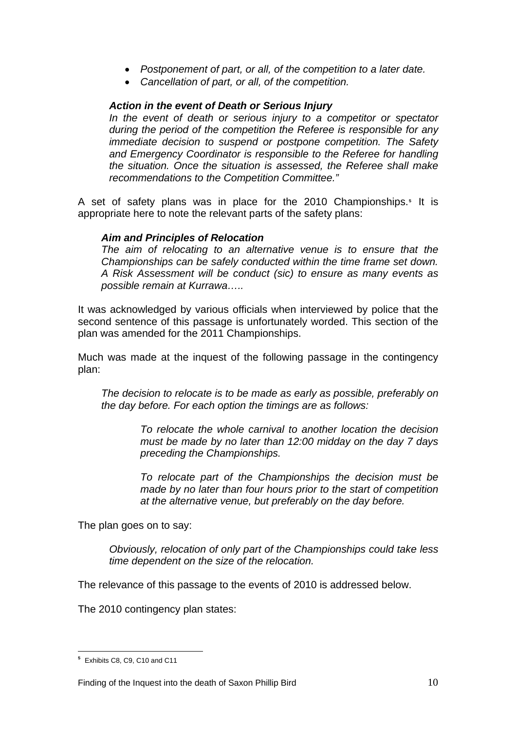- *Postponement of part, or all, of the competition to a later date.*
- *Cancellation of part, or all, of the competition.*

> ***Action in the event of Death or Serious Injury***
> *In the event of death or serious injury to a competitor or spectator during the period of the competition the Referee is responsible for any immediate decision to suspend or postpone competition. The Safety and Emergency Coordinator is responsible to the Referee for handling the situation. Once the situation is assessed, the Referee shall make recommendations to the Competition Committee."*

A set of safety plans was in place for the 2010 Championships.[5] It is appropriate here to note the relevant parts of the safety plans:

> ***Aim and Principles of Relocation***
> *The aim of relocating to an alternative venue is to ensure that the Championships can be safely conducted within the time frame set down. A Risk Assessment will be conduct (sic) to ensure as many events as possible remain at Kurrawa…..*

It was acknowledged by various officials when interviewed by police that the second sentence of this passage is unfortunately worded. This section of the plan was amended for the 2011 Championships.

Much was made at the inquest of the following passage in the contingency plan:

> *The decision to relocate is to be made as early as possible, preferably on the day before. For each option the timings are as follows:*
>
> > *To relocate the whole carnival to another location the decision must be made by no later than 12:00 midday on the day 7 days preceding the Championships.*
> >
> > *To relocate part of the Championships the decision must be made by no later than four hours prior to the start of competition at the alternative venue, but preferably on the day before.*

The plan goes on to say:

> *Obviously, relocation of only part of the Championships could take less time dependent on the size of the relocation.*

The relevance of this passage to the events of 2010 is addressed below.

The 2010 contingency plan states:

[5] Exhibits C8, C9, C10 and C11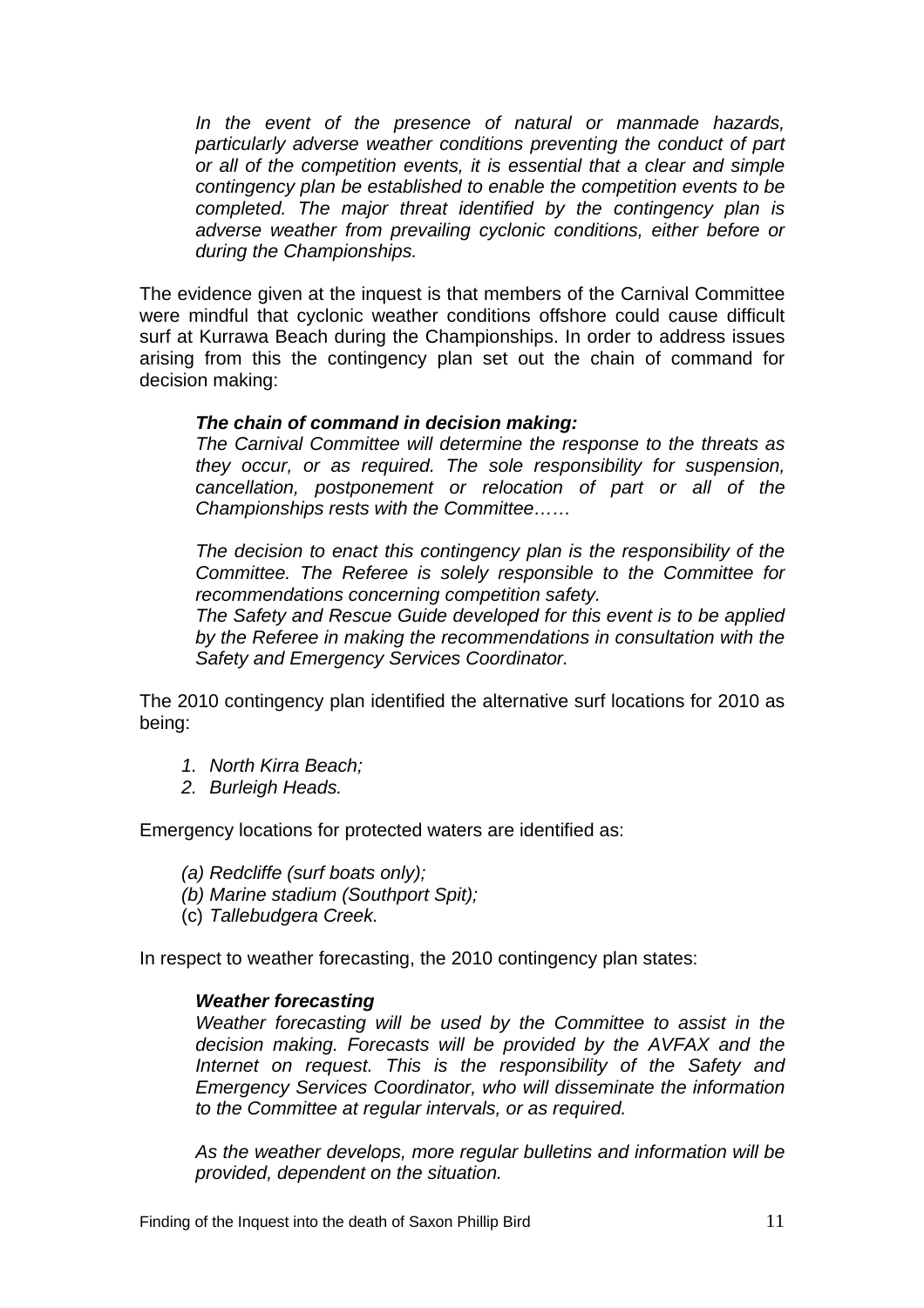*In the event of the presence of natural or manmade hazards, particularly adverse weather conditions preventing the conduct of part or all of the competition events, it is essential that a clear and simple contingency plan be established to enable the competition events to be completed. The major threat identified by the contingency plan is adverse weather from prevailing cyclonic conditions, either before or during the Championships.*

The evidence given at the inquest is that members of the Carnival Committee were mindful that cyclonic weather conditions offshore could cause difficult surf at Kurrawa Beach during the Championships. In order to address issues arising from this the contingency plan set out the chain of command for decision making:

> ***The chain of command in decision making:***
> *The Carnival Committee will determine the response to the threats as they occur, or as required. The sole responsibility for suspension, cancellation, postponement or relocation of part or all of the Championships rests with the Committee……*
>
> *The decision to enact this contingency plan is the responsibility of the Committee. The Referee is solely responsible to the Committee for recommendations concerning competition safety.*
> *The Safety and Rescue Guide developed for this event is to be applied by the Referee in making the recommendations in consultation with the Safety and Emergency Services Coordinator.*

The 2010 contingency plan identified the alternative surf locations for 2010 as being:

1. *North Kirra Beach;*
2. *Burleigh Heads.*

Emergency locations for protected waters are identified as:

- *(a) Redcliffe (surf boats only);*
- *(b) Marine stadium (Southport Spit);*
- (c) *Tallebudgera Creek.*

In respect to weather forecasting, the 2010 contingency plan states:

> ***Weather forecasting***
> *Weather forecasting will be used by the Committee to assist in the decision making. Forecasts will be provided by the AVFAX and the Internet on request. This is the responsibility of the Safety and Emergency Services Coordinator, who will disseminate the information to the Committee at regular intervals, or as required.*
>
> *As the weather develops, more regular bulletins and information will be provided, dependent on the situation.*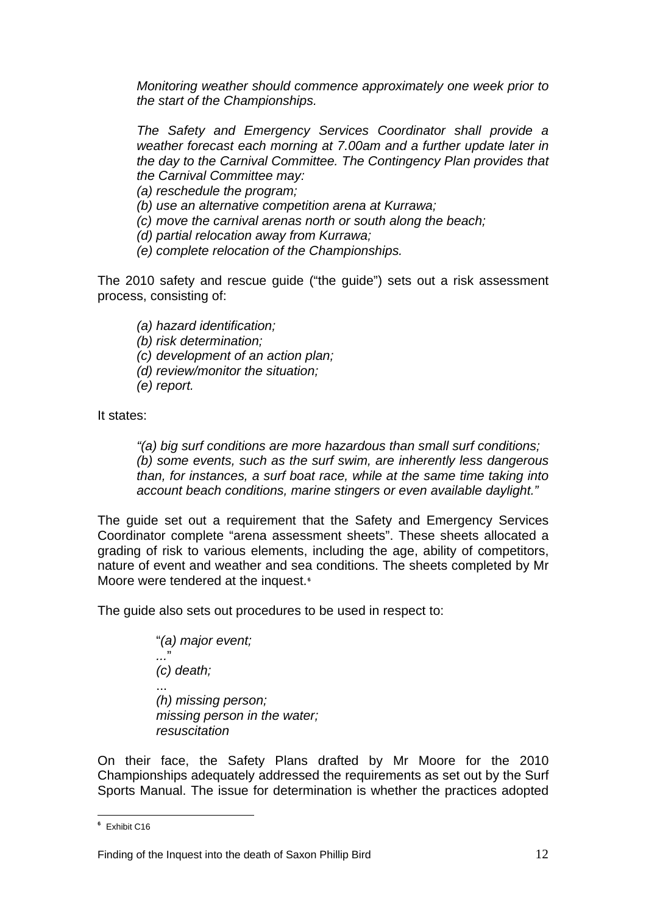*Monitoring weather should commence approximately one week prior to the start of the Championships.*

*The Safety and Emergency Services Coordinator shall provide a weather forecast each morning at 7.00am and a further update later in the day to the Carnival Committee. The Contingency Plan provides that the Carnival Committee may:*
*(a) reschedule the program;*
*(b) use an alternative competition arena at Kurrawa;*
*(c) move the carnival arenas north or south along the beach;*
*(d) partial relocation away from Kurrawa;*
*(e) complete relocation of the Championships.*

The 2010 safety and rescue guide ("the guide") sets out a risk assessment process, consisting of:

*(a) hazard identification;*
*(b) risk determination;*
*(c) development of an action plan;*
*(d) review/monitor the situation;*
*(e) report.*

It states:

*"(a) big surf conditions are more hazardous than small surf conditions;*
*(b) some events, such as the surf swim, are inherently less dangerous than, for instances, a surf boat race, while at the same time taking into account beach conditions, marine stingers or even available daylight."*

The guide set out a requirement that the Safety and Emergency Services Coordinator complete "arena assessment sheets". These sheets allocated a grading of risk to various elements, including the age, ability of competitors, nature of event and weather and sea conditions. The sheets completed by Mr Moore were tendered at the inquest.[6]

The guide also sets out procedures to be used in respect to:

"*(a) major event;*
*...*"
*(c) death;*
...
*(h) missing person;*
*missing person in the water;*
*resuscitation*

On their face, the Safety Plans drafted by Mr Moore for the 2010 Championships adequately addressed the requirements as set out by the Surf Sports Manual. The issue for determination is whether the practices adopted

[6] Exhibit C16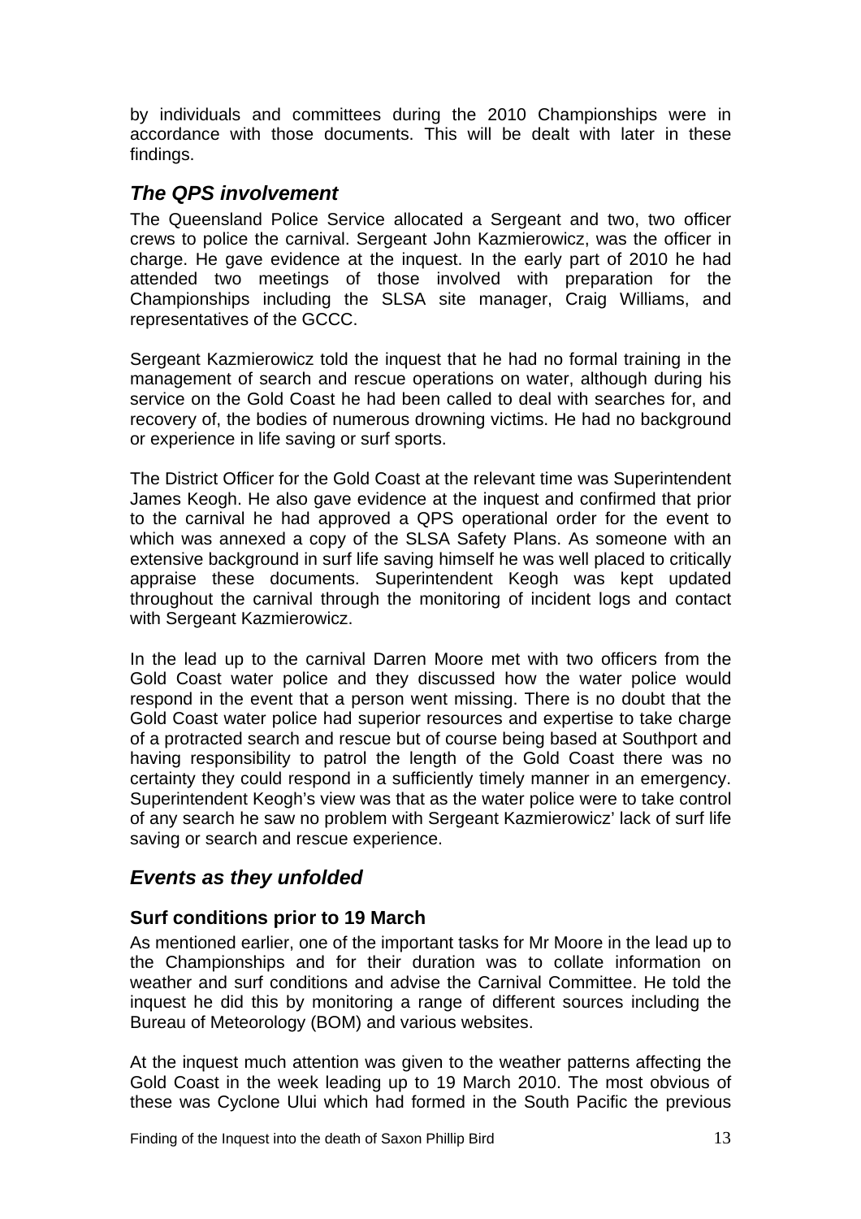by individuals and committees during the 2010 Championships were in accordance with those documents. This will be dealt with later in these findings.

## *The QPS involvement*

The Queensland Police Service allocated a Sergeant and two, two officer crews to police the carnival. Sergeant John Kazmierowicz, was the officer in charge. He gave evidence at the inquest. In the early part of 2010 he had attended two meetings of those involved with preparation for the Championships including the SLSA site manager, Craig Williams, and representatives of the GCCC.

Sergeant Kazmierowicz told the inquest that he had no formal training in the management of search and rescue operations on water, although during his service on the Gold Coast he had been called to deal with searches for, and recovery of, the bodies of numerous drowning victims. He had no background or experience in life saving or surf sports.

The District Officer for the Gold Coast at the relevant time was Superintendent James Keogh. He also gave evidence at the inquest and confirmed that prior to the carnival he had approved a QPS operational order for the event to which was annexed a copy of the SLSA Safety Plans. As someone with an extensive background in surf life saving himself he was well placed to critically appraise these documents. Superintendent Keogh was kept updated throughout the carnival through the monitoring of incident logs and contact with Sergeant Kazmierowicz.

In the lead up to the carnival Darren Moore met with two officers from the Gold Coast water police and they discussed how the water police would respond in the event that a person went missing. There is no doubt that the Gold Coast water police had superior resources and expertise to take charge of a protracted search and rescue but of course being based at Southport and having responsibility to patrol the length of the Gold Coast there was no certainty they could respond in a sufficiently timely manner in an emergency. Superintendent Keogh's view was that as the water police were to take control of any search he saw no problem with Sergeant Kazmierowicz' lack of surf life saving or search and rescue experience.

## *Events as they unfolded*

### Surf conditions prior to 19 March

As mentioned earlier, one of the important tasks for Mr Moore in the lead up to the Championships and for their duration was to collate information on weather and surf conditions and advise the Carnival Committee. He told the inquest he did this by monitoring a range of different sources including the Bureau of Meteorology (BOM) and various websites.

At the inquest much attention was given to the weather patterns affecting the Gold Coast in the week leading up to 19 March 2010. The most obvious of these was Cyclone Ului which had formed in the South Pacific the previous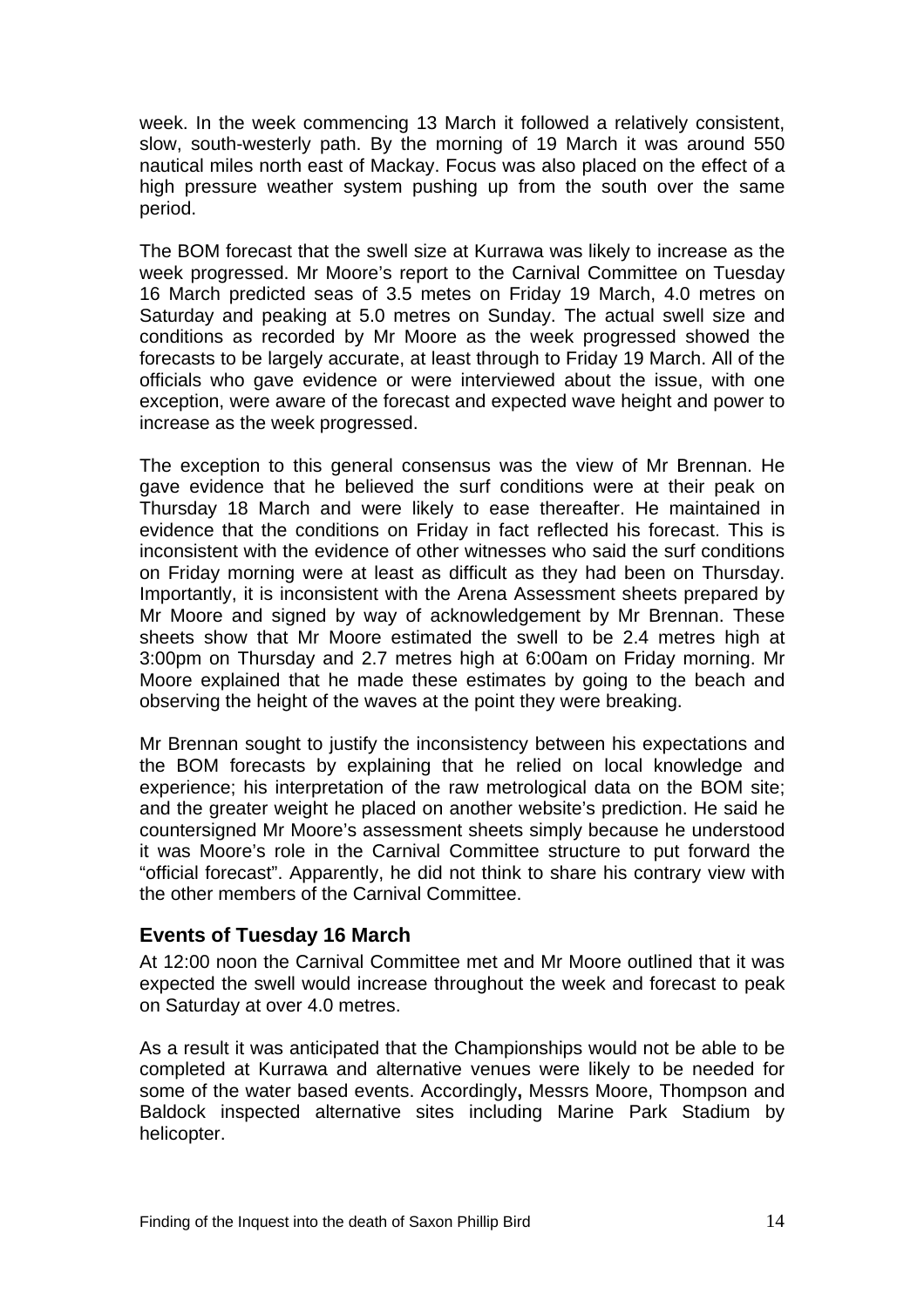week. In the week commencing 13 March it followed a relatively consistent, slow, south-westerly path. By the morning of 19 March it was around 550 nautical miles north east of Mackay. Focus was also placed on the effect of a high pressure weather system pushing up from the south over the same period.

The BOM forecast that the swell size at Kurrawa was likely to increase as the week progressed. Mr Moore's report to the Carnival Committee on Tuesday 16 March predicted seas of 3.5 metes on Friday 19 March, 4.0 metres on Saturday and peaking at 5.0 metres on Sunday. The actual swell size and conditions as recorded by Mr Moore as the week progressed showed the forecasts to be largely accurate, at least through to Friday 19 March. All of the officials who gave evidence or were interviewed about the issue, with one exception, were aware of the forecast and expected wave height and power to increase as the week progressed.

The exception to this general consensus was the view of Mr Brennan. He gave evidence that he believed the surf conditions were at their peak on Thursday 18 March and were likely to ease thereafter. He maintained in evidence that the conditions on Friday in fact reflected his forecast. This is inconsistent with the evidence of other witnesses who said the surf conditions on Friday morning were at least as difficult as they had been on Thursday. Importantly, it is inconsistent with the Arena Assessment sheets prepared by Mr Moore and signed by way of acknowledgement by Mr Brennan. These sheets show that Mr Moore estimated the swell to be 2.4 metres high at 3:00pm on Thursday and 2.7 metres high at 6:00am on Friday morning. Mr Moore explained that he made these estimates by going to the beach and observing the height of the waves at the point they were breaking.

Mr Brennan sought to justify the inconsistency between his expectations and the BOM forecasts by explaining that he relied on local knowledge and experience; his interpretation of the raw metrological data on the BOM site; and the greater weight he placed on another website's prediction. He said he countersigned Mr Moore's assessment sheets simply because he understood it was Moore's role in the Carnival Committee structure to put forward the "official forecast". Apparently, he did not think to share his contrary view with the other members of the Carnival Committee.

### Events of Tuesday 16 March

At 12:00 noon the Carnival Committee met and Mr Moore outlined that it was expected the swell would increase throughout the week and forecast to peak on Saturday at over 4.0 metres.

As a result it was anticipated that the Championships would not be able to be completed at Kurrawa and alternative venues were likely to be needed for some of the water based events. Accordingly**,** Messrs Moore, Thompson and Baldock inspected alternative sites including Marine Park Stadium by helicopter.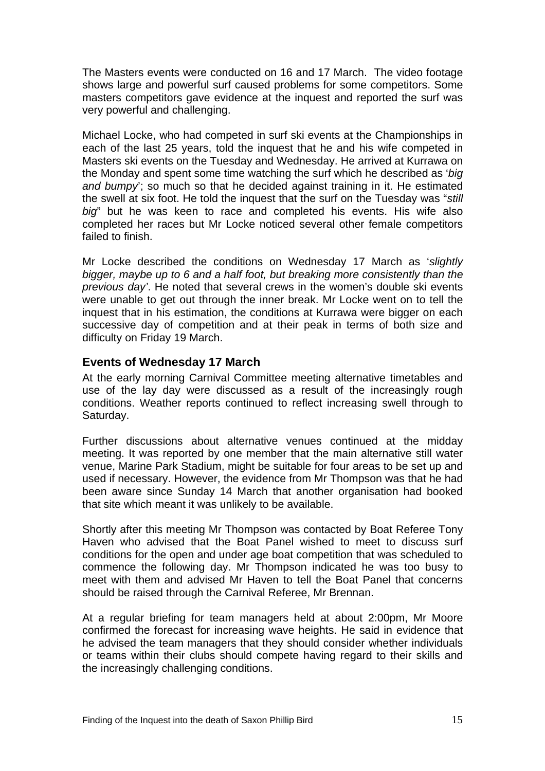The Masters events were conducted on 16 and 17 March. The video footage shows large and powerful surf caused problems for some competitors. Some masters competitors gave evidence at the inquest and reported the surf was very powerful and challenging.

Michael Locke, who had competed in surf ski events at the Championships in each of the last 25 years, told the inquest that he and his wife competed in Masters ski events on the Tuesday and Wednesday. He arrived at Kurrawa on the Monday and spent some time watching the surf which he described as '*big and bumpy*'; so much so that he decided against training in it. He estimated the swell at six foot. He told the inquest that the surf on the Tuesday was "*still big*" but he was keen to race and completed his events. His wife also completed her races but Mr Locke noticed several other female competitors failed to finish.

Mr Locke described the conditions on Wednesday 17 March as '*slightly bigger, maybe up to 6 and a half foot, but breaking more consistently than the previous day*'. He noted that several crews in the women's double ski events were unable to get out through the inner break. Mr Locke went on to tell the inquest that in his estimation, the conditions at Kurrawa were bigger on each successive day of competition and at their peak in terms of both size and difficulty on Friday 19 March.

## Events of Wednesday 17 March

At the early morning Carnival Committee meeting alternative timetables and use of the lay day were discussed as a result of the increasingly rough conditions. Weather reports continued to reflect increasing swell through to Saturday.

Further discussions about alternative venues continued at the midday meeting. It was reported by one member that the main alternative still water venue, Marine Park Stadium, might be suitable for four areas to be set up and used if necessary. However, the evidence from Mr Thompson was that he had been aware since Sunday 14 March that another organisation had booked that site which meant it was unlikely to be available.

Shortly after this meeting Mr Thompson was contacted by Boat Referee Tony Haven who advised that the Boat Panel wished to meet to discuss surf conditions for the open and under age boat competition that was scheduled to commence the following day. Mr Thompson indicated he was too busy to meet with them and advised Mr Haven to tell the Boat Panel that concerns should be raised through the Carnival Referee, Mr Brennan.

At a regular briefing for team managers held at about 2:00pm, Mr Moore confirmed the forecast for increasing wave heights. He said in evidence that he advised the team managers that they should consider whether individuals or teams within their clubs should compete having regard to their skills and the increasingly challenging conditions.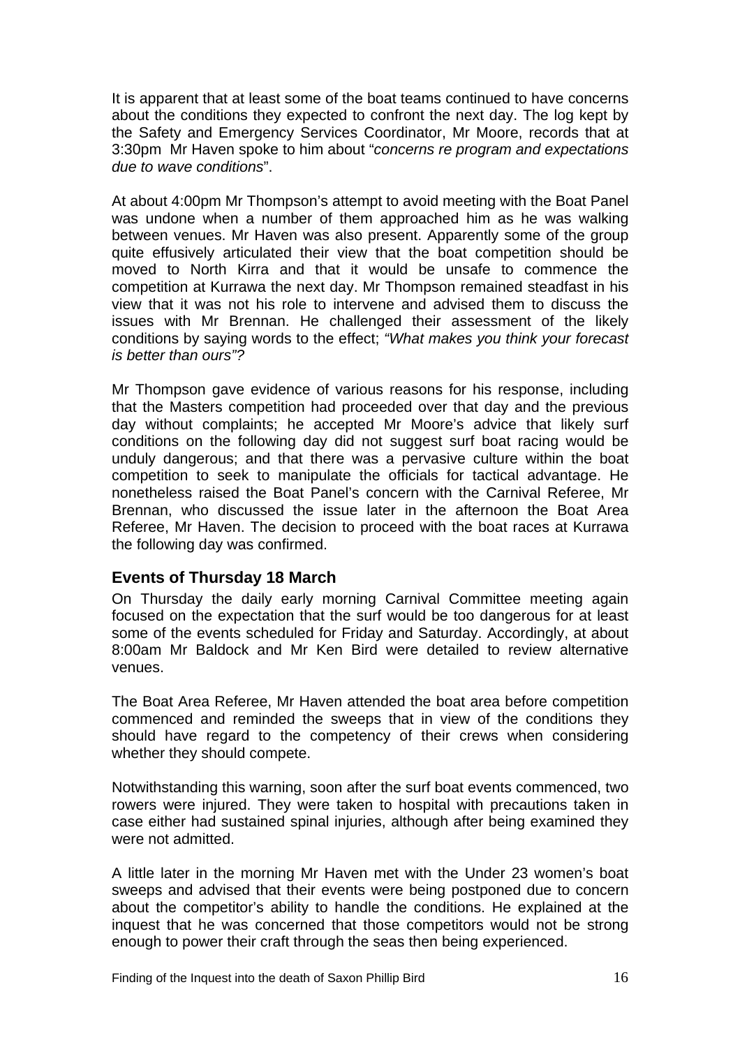It is apparent that at least some of the boat teams continued to have concerns about the conditions they expected to confront the next day. The log kept by the Safety and Emergency Services Coordinator, Mr Moore, records that at 3:30pm Mr Haven spoke to him about "*concerns re program and expectations due to wave conditions*".

At about 4:00pm Mr Thompson's attempt to avoid meeting with the Boat Panel was undone when a number of them approached him as he was walking between venues. Mr Haven was also present. Apparently some of the group quite effusively articulated their view that the boat competition should be moved to North Kirra and that it would be unsafe to commence the competition at Kurrawa the next day. Mr Thompson remained steadfast in his view that it was not his role to intervene and advised them to discuss the issues with Mr Brennan. He challenged their assessment of the likely conditions by saying words to the effect; *"What makes you think your forecast is better than ours"?*

Mr Thompson gave evidence of various reasons for his response, including that the Masters competition had proceeded over that day and the previous day without complaints; he accepted Mr Moore's advice that likely surf conditions on the following day did not suggest surf boat racing would be unduly dangerous; and that there was a pervasive culture within the boat competition to seek to manipulate the officials for tactical advantage. He nonetheless raised the Boat Panel's concern with the Carnival Referee, Mr Brennan, who discussed the issue later in the afternoon the Boat Area Referee, Mr Haven. The decision to proceed with the boat races at Kurrawa the following day was confirmed.

## Events of Thursday 18 March

On Thursday the daily early morning Carnival Committee meeting again focused on the expectation that the surf would be too dangerous for at least some of the events scheduled for Friday and Saturday. Accordingly, at about 8:00am Mr Baldock and Mr Ken Bird were detailed to review alternative venues.

The Boat Area Referee, Mr Haven attended the boat area before competition commenced and reminded the sweeps that in view of the conditions they should have regard to the competency of their crews when considering whether they should compete.

Notwithstanding this warning, soon after the surf boat events commenced, two rowers were injured. They were taken to hospital with precautions taken in case either had sustained spinal injuries, although after being examined they were not admitted.

A little later in the morning Mr Haven met with the Under 23 women's boat sweeps and advised that their events were being postponed due to concern about the competitor's ability to handle the conditions. He explained at the inquest that he was concerned that those competitors would not be strong enough to power their craft through the seas then being experienced.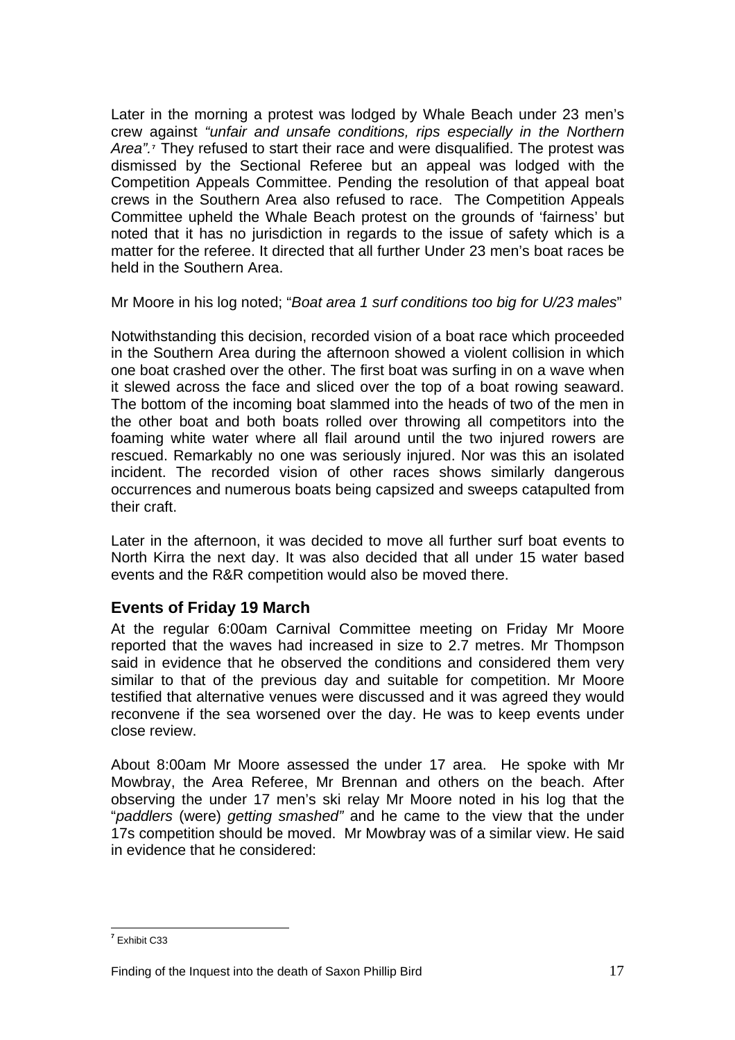Later in the morning a protest was lodged by Whale Beach under 23 men's crew against *"unfair and unsafe conditions, rips especially in the Northern Area".*[7] They refused to start their race and were disqualified. The protest was dismissed by the Sectional Referee but an appeal was lodged with the Competition Appeals Committee. Pending the resolution of that appeal boat crews in the Southern Area also refused to race. The Competition Appeals Committee upheld the Whale Beach protest on the grounds of 'fairness' but noted that it has no jurisdiction in regards to the issue of safety which is a matter for the referee. It directed that all further Under 23 men's boat races be held in the Southern Area.

Mr Moore in his log noted; "*Boat area 1 surf conditions too big for U/23 males*"

Notwithstanding this decision, recorded vision of a boat race which proceeded in the Southern Area during the afternoon showed a violent collision in which one boat crashed over the other. The first boat was surfing in on a wave when it slewed across the face and sliced over the top of a boat rowing seaward. The bottom of the incoming boat slammed into the heads of two of the men in the other boat and both boats rolled over throwing all competitors into the foaming white water where all flail around until the two injured rowers are rescued. Remarkably no one was seriously injured. Nor was this an isolated incident. The recorded vision of other races shows similarly dangerous occurrences and numerous boats being capsized and sweeps catapulted from their craft.

Later in the afternoon, it was decided to move all further surf boat events to North Kirra the next day. It was also decided that all under 15 water based events and the R&R competition would also be moved there.

### Events of Friday 19 March

At the regular 6:00am Carnival Committee meeting on Friday Mr Moore reported that the waves had increased in size to 2.7 metres. Mr Thompson said in evidence that he observed the conditions and considered them very similar to that of the previous day and suitable for competition. Mr Moore testified that alternative venues were discussed and it was agreed they would reconvene if the sea worsened over the day. He was to keep events under close review.

About 8:00am Mr Moore assessed the under 17 area. He spoke with Mr Mowbray, the Area Referee, Mr Brennan and others on the beach. After observing the under 17 men's ski relay Mr Moore noted in his log that the "*paddlers* (were) *getting smashed"* and he came to the view that the under 17s competition should be moved. Mr Mowbray was of a similar view. He said in evidence that he considered:

---

[7] Exhibit C33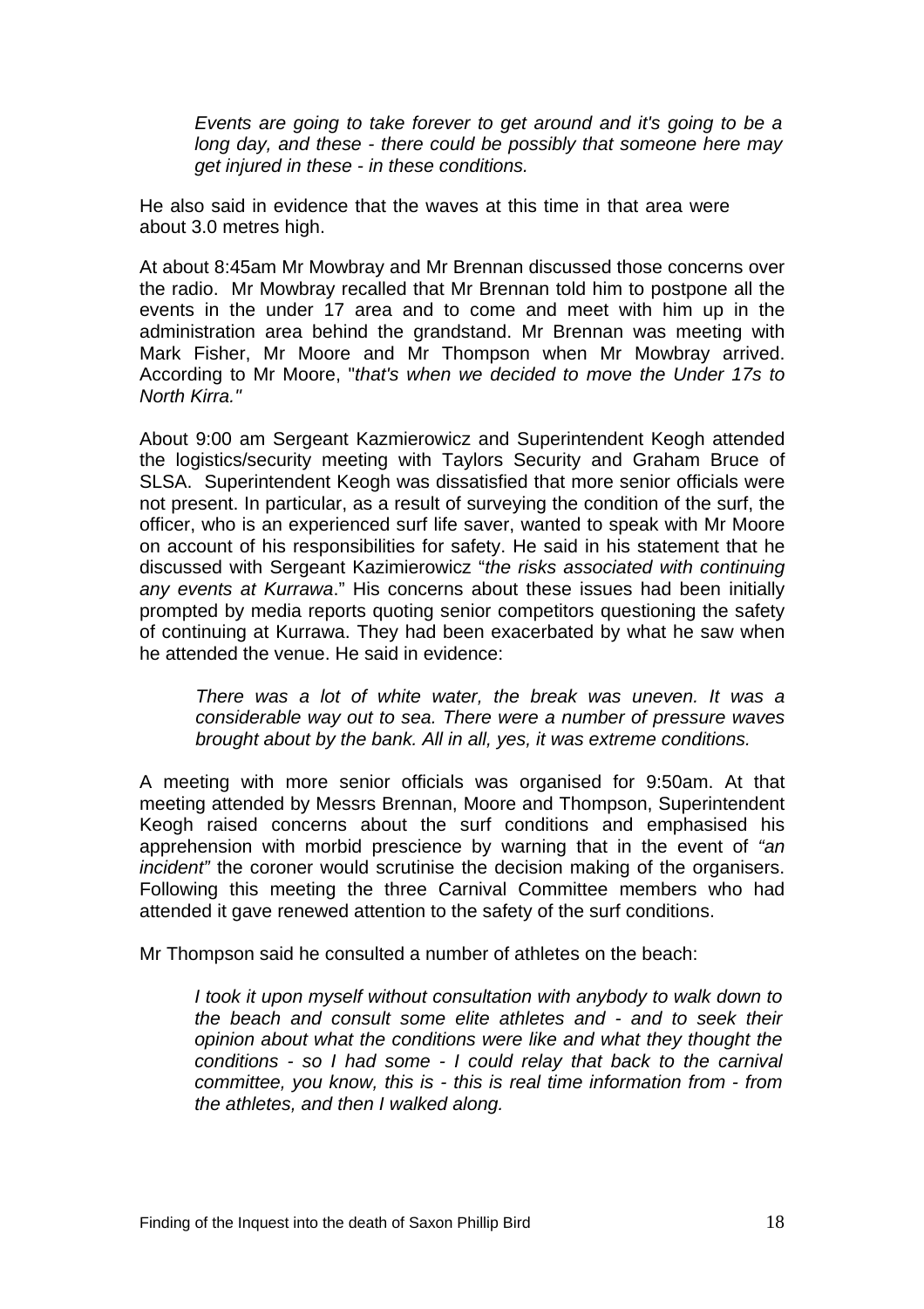> *Events are going to take forever to get around and it's going to be a long day, and these - there could be possibly that someone here may get injured in these - in these conditions.*

He also said in evidence that the waves at this time in that area were about 3.0 metres high.

At about 8:45am Mr Mowbray and Mr Brennan discussed those concerns over the radio. Mr Mowbray recalled that Mr Brennan told him to postpone all the events in the under 17 area and to come and meet with him up in the administration area behind the grandstand. Mr Brennan was meeting with Mark Fisher, Mr Moore and Mr Thompson when Mr Mowbray arrived. According to Mr Moore, "*that's when we decided to move the Under 17s to North Kirra."*

About 9:00 am Sergeant Kazmierowicz and Superintendent Keogh attended the logistics/security meeting with Taylors Security and Graham Bruce of SLSA. Superintendent Keogh was dissatisfied that more senior officials were not present. In particular, as a result of surveying the condition of the surf, the officer, who is an experienced surf life saver, wanted to speak with Mr Moore on account of his responsibilities for safety. He said in his statement that he discussed with Sergeant Kazimierowicz "*the risks associated with continuing any events at Kurrawa*." His concerns about these issues had been initially prompted by media reports quoting senior competitors questioning the safety of continuing at Kurrawa. They had been exacerbated by what he saw when he attended the venue. He said in evidence:

> *There was a lot of white water, the break was uneven. It was a considerable way out to sea. There were a number of pressure waves brought about by the bank. All in all, yes, it was extreme conditions.*

A meeting with more senior officials was organised for 9:50am. At that meeting attended by Messrs Brennan, Moore and Thompson, Superintendent Keogh raised concerns about the surf conditions and emphasised his apprehension with morbid prescience by warning that in the event of *"an incident"* the coroner would scrutinise the decision making of the organisers. Following this meeting the three Carnival Committee members who had attended it gave renewed attention to the safety of the surf conditions.

Mr Thompson said he consulted a number of athletes on the beach:

> *I took it upon myself without consultation with anybody to walk down to the beach and consult some elite athletes and - and to seek their opinion about what the conditions were like and what they thought the conditions - so I had some - I could relay that back to the carnival committee, you know, this is - this is real time information from - from the athletes, and then I walked along.*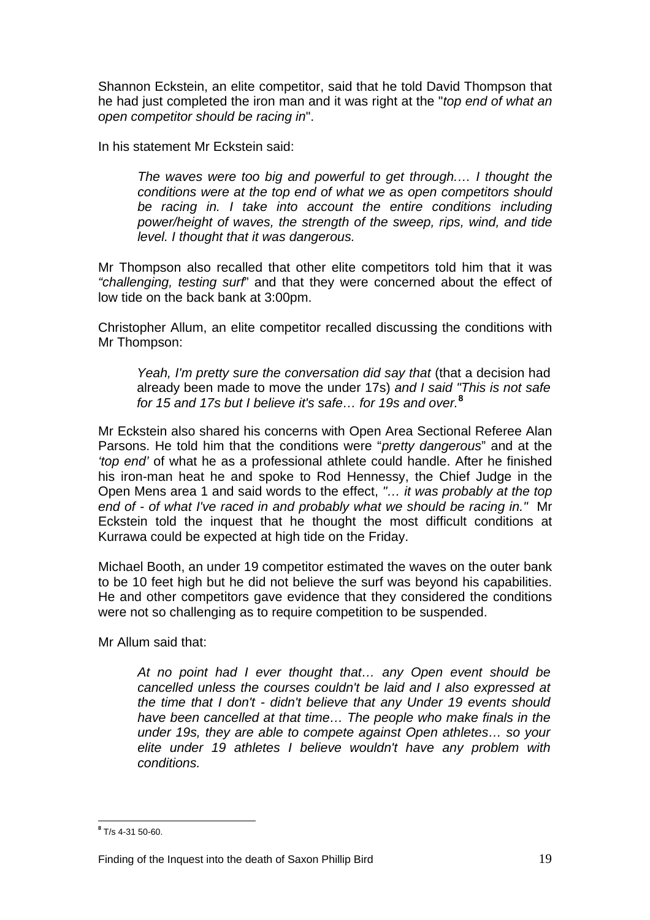Shannon Eckstein, an elite competitor, said that he told David Thompson that he had just completed the iron man and it was right at the "*top end of what an open competitor should be racing in*".

In his statement Mr Eckstein said:

> *The waves were too big and powerful to get through.… I thought the conditions were at the top end of what we as open competitors should be racing in. I take into account the entire conditions including power/height of waves, the strength of the sweep, rips, wind, and tide level. I thought that it was dangerous.*

Mr Thompson also recalled that other elite competitors told him that it was *"challenging, testing surf*" and that they were concerned about the effect of low tide on the back bank at 3:00pm.

Christopher Allum, an elite competitor recalled discussing the conditions with Mr Thompson:

> *Yeah, I'm pretty sure the conversation did say that* (that a decision had already been made to move the under 17s) *and I said "This is not safe for 15 and 17s but I believe it's safe… for 19s and over.*[8]

Mr Eckstein also shared his concerns with Open Area Sectional Referee Alan Parsons. He told him that the conditions were "*pretty dangerous*" and at the *'top end'* of what he as a professional athlete could handle. After he finished his iron-man heat he and spoke to Rod Hennessy, the Chief Judge in the Open Mens area 1 and said words to the effect, *"… it was probably at the top end of - of what I've raced in and probably what we should be racing in."* Mr Eckstein told the inquest that he thought the most difficult conditions at Kurrawa could be expected at high tide on the Friday.

Michael Booth, an under 19 competitor estimated the waves on the outer bank to be 10 feet high but he did not believe the surf was beyond his capabilities. He and other competitors gave evidence that they considered the conditions were not so challenging as to require competition to be suspended.

Mr Allum said that:

> *At no point had I ever thought that… any Open event should be cancelled unless the courses couldn't be laid and I also expressed at the time that I don't - didn't believe that any Under 19 events should have been cancelled at that time… The people who make finals in the under 19s, they are able to compete against Open athletes… so your elite under 19 athletes I believe wouldn't have any problem with conditions.*

---

[8] T/s 4-31 50-60.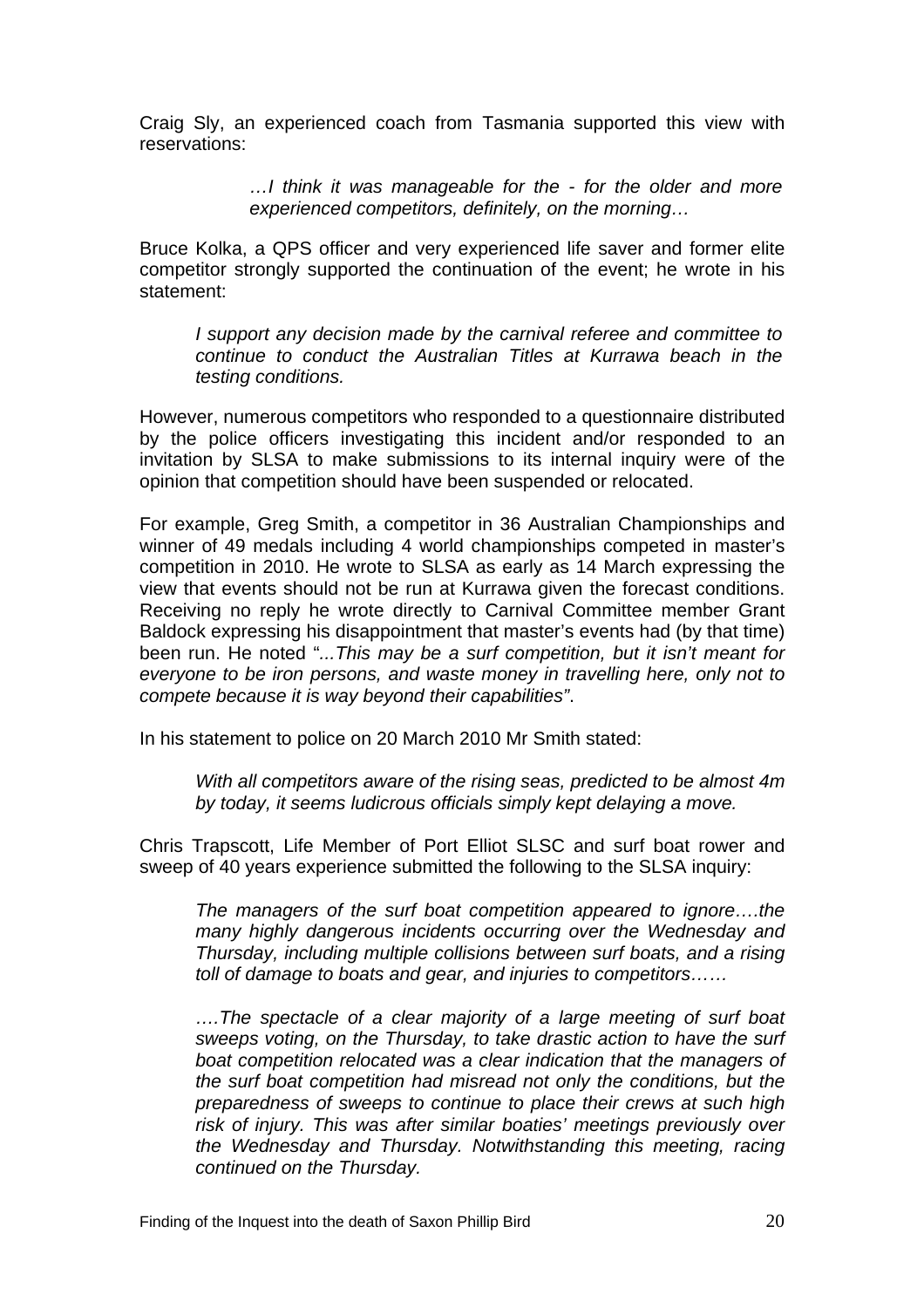Craig Sly, an experienced coach from Tasmania supported this view with reservations:

> *…I think it was manageable for the - for the older and more experienced competitors, definitely, on the morning…*

Bruce Kolka, a QPS officer and very experienced life saver and former elite competitor strongly supported the continuation of the event; he wrote in his statement:

> *I support any decision made by the carnival referee and committee to continue to conduct the Australian Titles at Kurrawa beach in the testing conditions.*

However, numerous competitors who responded to a questionnaire distributed by the police officers investigating this incident and/or responded to an invitation by SLSA to make submissions to its internal inquiry were of the opinion that competition should have been suspended or relocated.

For example, Greg Smith, a competitor in 36 Australian Championships and winner of 49 medals including 4 world championships competed in master's competition in 2010. He wrote to SLSA as early as 14 March expressing the view that events should not be run at Kurrawa given the forecast conditions. Receiving no reply he wrote directly to Carnival Committee member Grant Baldock expressing his disappointment that master's events had (by that time) been run. He noted "*...This may be a surf competition, but it isn't meant for everyone to be iron persons, and waste money in travelling here, only not to compete because it is way beyond their capabilities"*.

In his statement to police on 20 March 2010 Mr Smith stated:

> *With all competitors aware of the rising seas, predicted to be almost 4m by today, it seems ludicrous officials simply kept delaying a move.*

Chris Trapscott, Life Member of Port Elliot SLSC and surf boat rower and sweep of 40 years experience submitted the following to the SLSA inquiry:

> *The managers of the surf boat competition appeared to ignore….the many highly dangerous incidents occurring over the Wednesday and Thursday, including multiple collisions between surf boats, and a rising toll of damage to boats and gear, and injuries to competitors……*
>
> *….The spectacle of a clear majority of a large meeting of surf boat sweeps voting, on the Thursday, to take drastic action to have the surf boat competition relocated was a clear indication that the managers of the surf boat competition had misread not only the conditions, but the preparedness of sweeps to continue to place their crews at such high risk of injury. This was after similar boaties' meetings previously over the Wednesday and Thursday. Notwithstanding this meeting, racing continued on the Thursday.*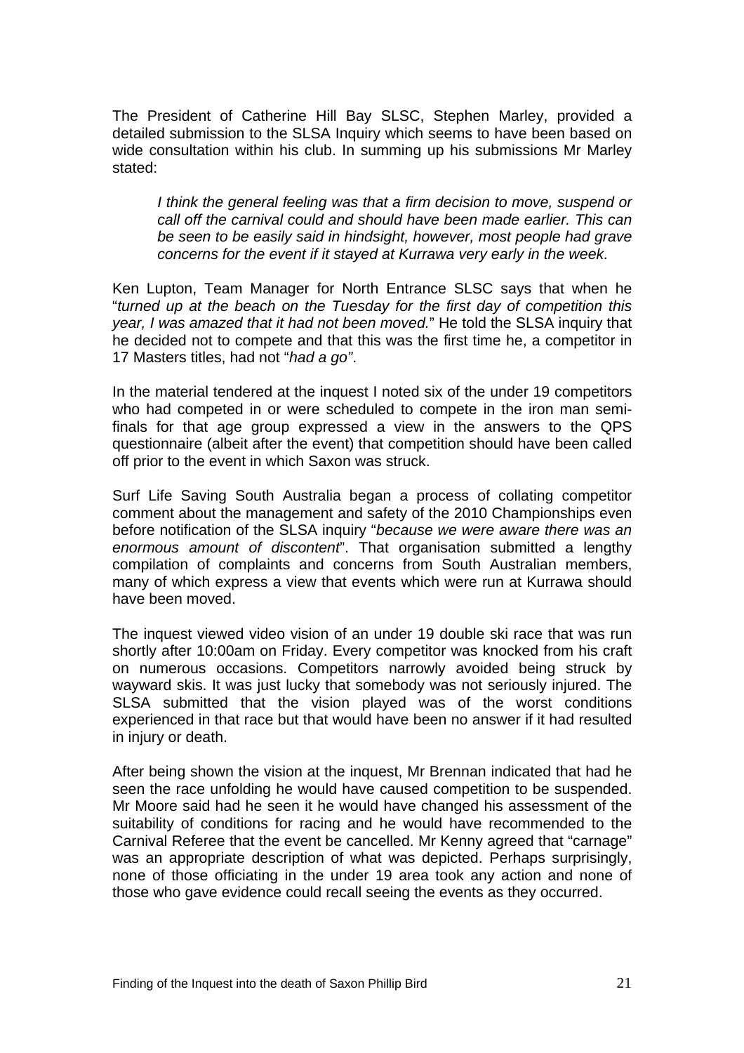The President of Catherine Hill Bay SLSC, Stephen Marley, provided a detailed submission to the SLSA Inquiry which seems to have been based on wide consultation within his club. In summing up his submissions Mr Marley stated:

> *I think the general feeling was that a firm decision to move, suspend or call off the carnival could and should have been made earlier. This can be seen to be easily said in hindsight, however, most people had grave concerns for the event if it stayed at Kurrawa very early in the week*.

Ken Lupton, Team Manager for North Entrance SLSC says that when he "*turned up at the beach on the Tuesday for the first day of competition this year, I was amazed that it had not been moved.*" He told the SLSA inquiry that he decided not to compete and that this was the first time he, a competitor in 17 Masters titles, had not "*had a go"*.

In the material tendered at the inquest I noted six of the under 19 competitors who had competed in or were scheduled to compete in the iron man semi-finals for that age group expressed a view in the answers to the QPS questionnaire (albeit after the event) that competition should have been called off prior to the event in which Saxon was struck.

Surf Life Saving South Australia began a process of collating competitor comment about the management and safety of the 2010 Championships even before notification of the SLSA inquiry "*because we were aware there was an enormous amount of discontent*". That organisation submitted a lengthy compilation of complaints and concerns from South Australian members, many of which express a view that events which were run at Kurrawa should have been moved.

The inquest viewed video vision of an under 19 double ski race that was run shortly after 10:00am on Friday. Every competitor was knocked from his craft on numerous occasions. Competitors narrowly avoided being struck by wayward skis. It was just lucky that somebody was not seriously injured. The SLSA submitted that the vision played was of the worst conditions experienced in that race but that would have been no answer if it had resulted in injury or death.

After being shown the vision at the inquest, Mr Brennan indicated that had he seen the race unfolding he would have caused competition to be suspended. Mr Moore said had he seen it he would have changed his assessment of the suitability of conditions for racing and he would have recommended to the Carnival Referee that the event be cancelled. Mr Kenny agreed that "carnage" was an appropriate description of what was depicted. Perhaps surprisingly, none of those officiating in the under 19 area took any action and none of those who gave evidence could recall seeing the events as they occurred.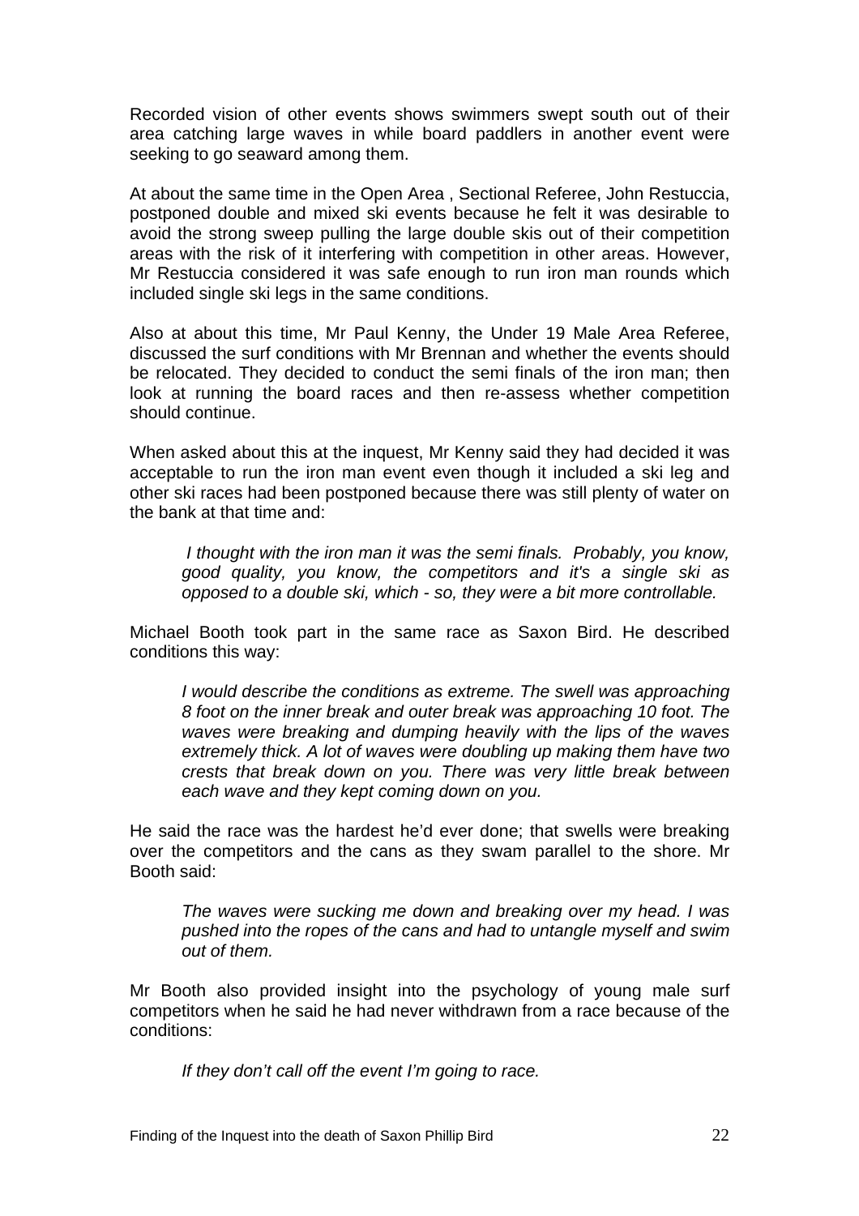Recorded vision of other events shows swimmers swept south out of their area catching large waves in while board paddlers in another event were seeking to go seaward among them.

At about the same time in the Open Area , Sectional Referee, John Restuccia, postponed double and mixed ski events because he felt it was desirable to avoid the strong sweep pulling the large double skis out of their competition areas with the risk of it interfering with competition in other areas. However, Mr Restuccia considered it was safe enough to run iron man rounds which included single ski legs in the same conditions.

Also at about this time, Mr Paul Kenny, the Under 19 Male Area Referee, discussed the surf conditions with Mr Brennan and whether the events should be relocated. They decided to conduct the semi finals of the iron man; then look at running the board races and then re-assess whether competition should continue.

When asked about this at the inquest, Mr Kenny said they had decided it was acceptable to run the iron man event even though it included a ski leg and other ski races had been postponed because there was still plenty of water on the bank at that time and:

> *I thought with the iron man it was the semi finals. Probably, you know, good quality, you know, the competitors and it's a single ski as opposed to a double ski, which - so, they were a bit more controllable.*

Michael Booth took part in the same race as Saxon Bird. He described conditions this way:

> *I would describe the conditions as extreme. The swell was approaching 8 foot on the inner break and outer break was approaching 10 foot. The waves were breaking and dumping heavily with the lips of the waves extremely thick. A lot of waves were doubling up making them have two crests that break down on you. There was very little break between each wave and they kept coming down on you.*

He said the race was the hardest he'd ever done; that swells were breaking over the competitors and the cans as they swam parallel to the shore. Mr Booth said:

> *The waves were sucking me down and breaking over my head. I was pushed into the ropes of the cans and had to untangle myself and swim out of them.*

Mr Booth also provided insight into the psychology of young male surf competitors when he said he had never withdrawn from a race because of the conditions:

> *If they don't call off the event I'm going to race.*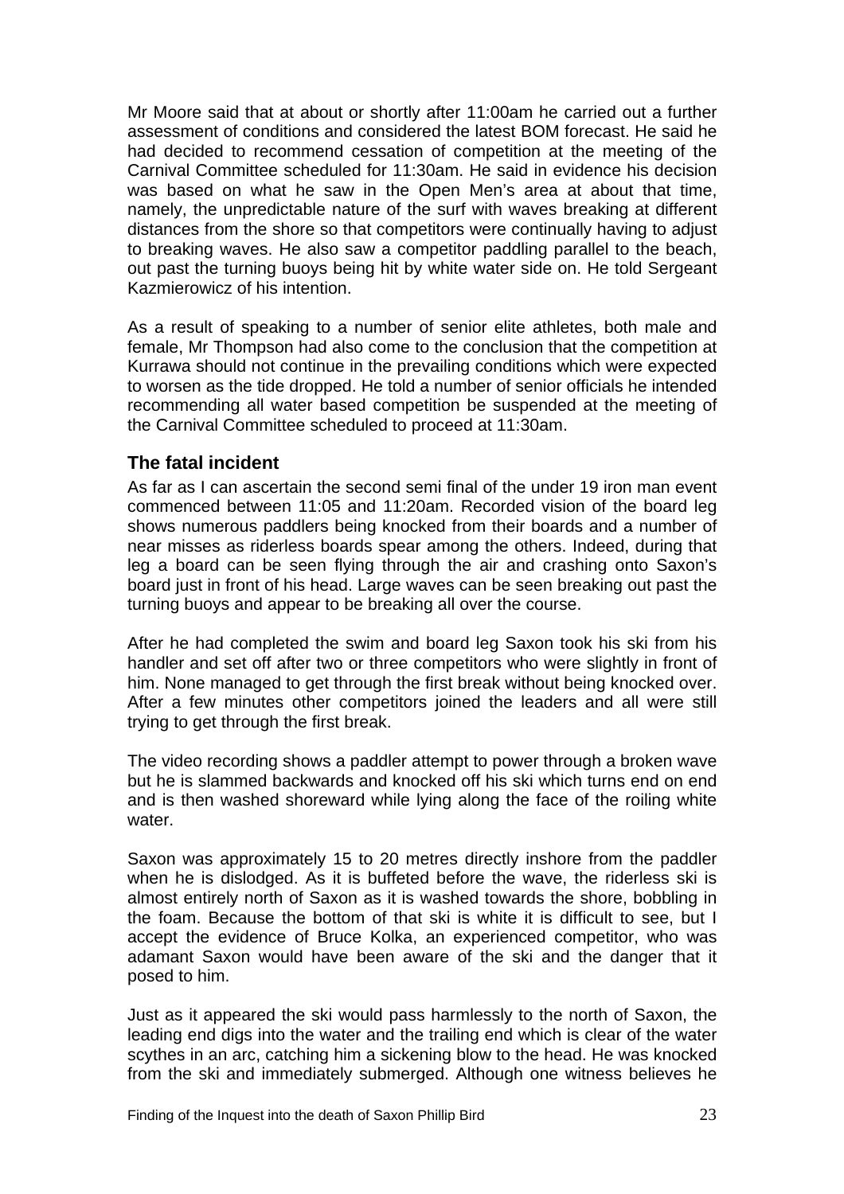Mr Moore said that at about or shortly after 11:00am he carried out a further assessment of conditions and considered the latest BOM forecast. He said he had decided to recommend cessation of competition at the meeting of the Carnival Committee scheduled for 11:30am. He said in evidence his decision was based on what he saw in the Open Men's area at about that time, namely, the unpredictable nature of the surf with waves breaking at different distances from the shore so that competitors were continually having to adjust to breaking waves. He also saw a competitor paddling parallel to the beach, out past the turning buoys being hit by white water side on. He told Sergeant Kazmierowicz of his intention.

As a result of speaking to a number of senior elite athletes, both male and female, Mr Thompson had also come to the conclusion that the competition at Kurrawa should not continue in the prevailing conditions which were expected to worsen as the tide dropped. He told a number of senior officials he intended recommending all water based competition be suspended at the meeting of the Carnival Committee scheduled to proceed at 11:30am.

### The fatal incident

As far as I can ascertain the second semi final of the under 19 iron man event commenced between 11:05 and 11:20am. Recorded vision of the board leg shows numerous paddlers being knocked from their boards and a number of near misses as riderless boards spear among the others. Indeed, during that leg a board can be seen flying through the air and crashing onto Saxon's board just in front of his head. Large waves can be seen breaking out past the turning buoys and appear to be breaking all over the course.

After he had completed the swim and board leg Saxon took his ski from his handler and set off after two or three competitors who were slightly in front of him. None managed to get through the first break without being knocked over. After a few minutes other competitors joined the leaders and all were still trying to get through the first break.

The video recording shows a paddler attempt to power through a broken wave but he is slammed backwards and knocked off his ski which turns end on end and is then washed shoreward while lying along the face of the roiling white water.

Saxon was approximately 15 to 20 metres directly inshore from the paddler when he is dislodged. As it is buffeted before the wave, the riderless ski is almost entirely north of Saxon as it is washed towards the shore, bobbling in the foam. Because the bottom of that ski is white it is difficult to see, but I accept the evidence of Bruce Kolka, an experienced competitor, who was adamant Saxon would have been aware of the ski and the danger that it posed to him.

Just as it appeared the ski would pass harmlessly to the north of Saxon, the leading end digs into the water and the trailing end which is clear of the water scythes in an arc, catching him a sickening blow to the head. He was knocked from the ski and immediately submerged. Although one witness believes he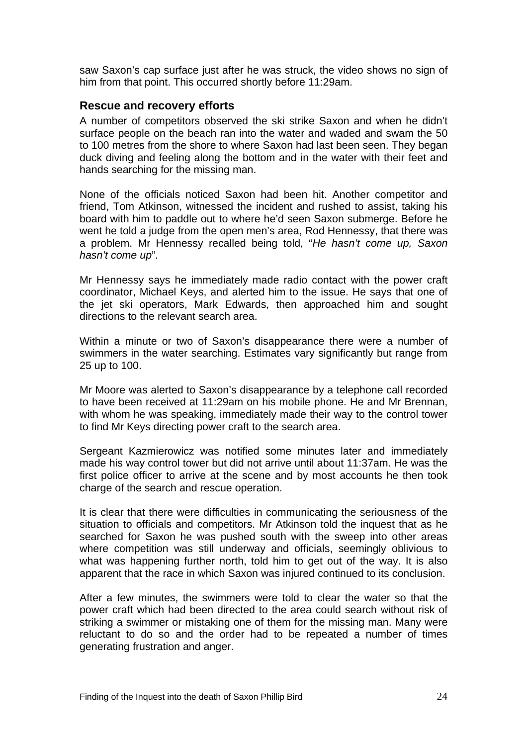saw Saxon's cap surface just after he was struck, the video shows no sign of him from that point. This occurred shortly before 11:29am.

### Rescue and recovery efforts

A number of competitors observed the ski strike Saxon and when he didn't surface people on the beach ran into the water and waded and swam the 50 to 100 metres from the shore to where Saxon had last been seen. They began duck diving and feeling along the bottom and in the water with their feet and hands searching for the missing man.

None of the officials noticed Saxon had been hit. Another competitor and friend, Tom Atkinson, witnessed the incident and rushed to assist, taking his board with him to paddle out to where he'd seen Saxon submerge. Before he went he told a judge from the open men's area, Rod Hennessy, that there was a problem. Mr Hennessy recalled being told, "*He hasn't come up, Saxon hasn't come up*".

Mr Hennessy says he immediately made radio contact with the power craft coordinator, Michael Keys, and alerted him to the issue. He says that one of the jet ski operators, Mark Edwards, then approached him and sought directions to the relevant search area.

Within a minute or two of Saxon's disappearance there were a number of swimmers in the water searching. Estimates vary significantly but range from 25 up to 100.

Mr Moore was alerted to Saxon's disappearance by a telephone call recorded to have been received at 11:29am on his mobile phone. He and Mr Brennan, with whom he was speaking, immediately made their way to the control tower to find Mr Keys directing power craft to the search area.

Sergeant Kazmierowicz was notified some minutes later and immediately made his way control tower but did not arrive until about 11:37am. He was the first police officer to arrive at the scene and by most accounts he then took charge of the search and rescue operation.

It is clear that there were difficulties in communicating the seriousness of the situation to officials and competitors. Mr Atkinson told the inquest that as he searched for Saxon he was pushed south with the sweep into other areas where competition was still underway and officials, seemingly oblivious to what was happening further north, told him to get out of the way. It is also apparent that the race in which Saxon was injured continued to its conclusion.

After a few minutes, the swimmers were told to clear the water so that the power craft which had been directed to the area could search without risk of striking a swimmer or mistaking one of them for the missing man. Many were reluctant to do so and the order had to be repeated a number of times generating frustration and anger.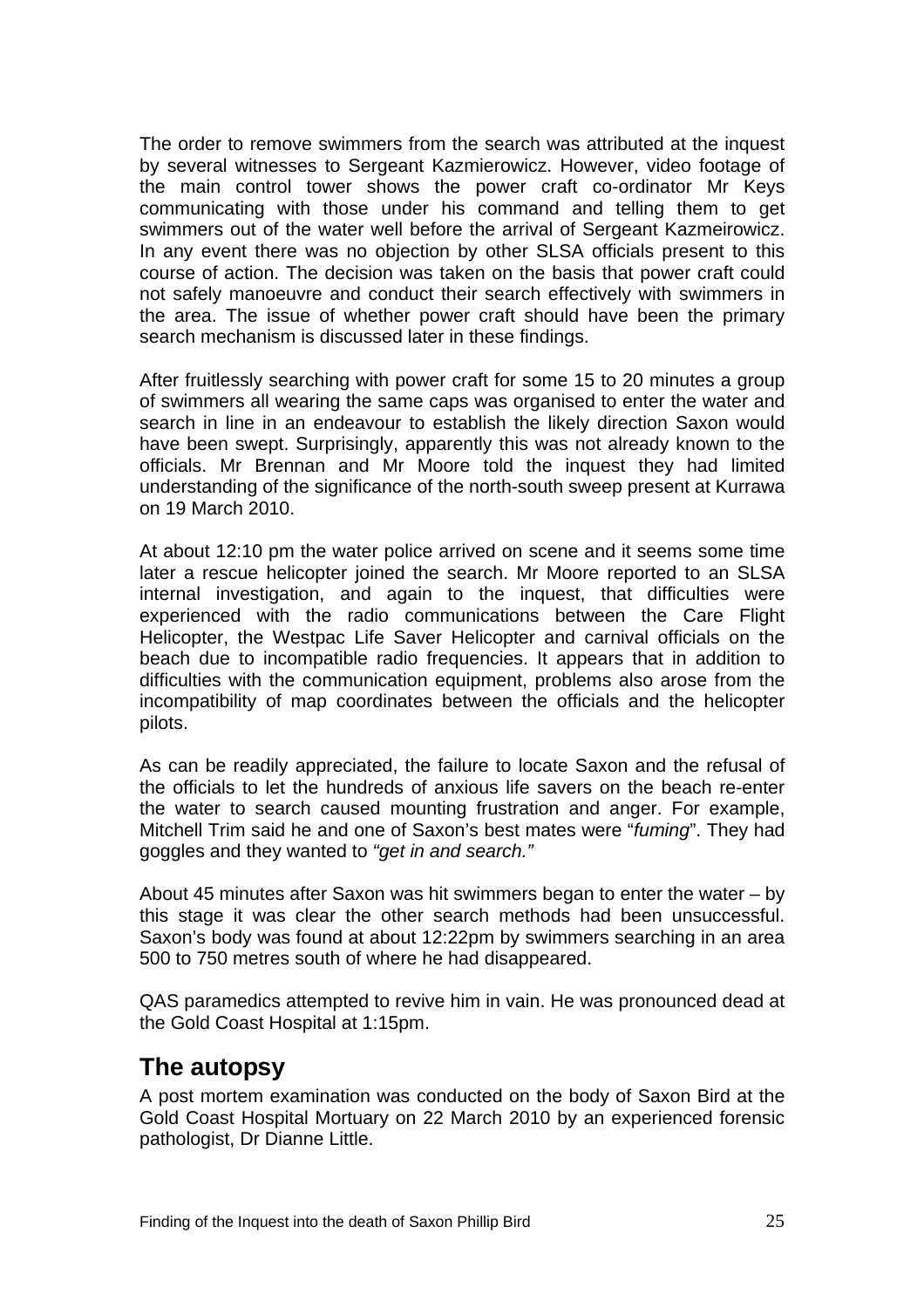The order to remove swimmers from the search was attributed at the inquest by several witnesses to Sergeant Kazmierowicz. However, video footage of the main control tower shows the power craft co-ordinator Mr Keys communicating with those under his command and telling them to get swimmers out of the water well before the arrival of Sergeant Kazmeirowicz. In any event there was no objection by other SLSA officials present to this course of action. The decision was taken on the basis that power craft could not safely manoeuvre and conduct their search effectively with swimmers in the area. The issue of whether power craft should have been the primary search mechanism is discussed later in these findings.

After fruitlessly searching with power craft for some 15 to 20 minutes a group of swimmers all wearing the same caps was organised to enter the water and search in line in an endeavour to establish the likely direction Saxon would have been swept. Surprisingly, apparently this was not already known to the officials. Mr Brennan and Mr Moore told the inquest they had limited understanding of the significance of the north-south sweep present at Kurrawa on 19 March 2010.

At about 12:10 pm the water police arrived on scene and it seems some time later a rescue helicopter joined the search. Mr Moore reported to an SLSA internal investigation, and again to the inquest, that difficulties were experienced with the radio communications between the Care Flight Helicopter, the Westpac Life Saver Helicopter and carnival officials on the beach due to incompatible radio frequencies. It appears that in addition to difficulties with the communication equipment, problems also arose from the incompatibility of map coordinates between the officials and the helicopter pilots.

As can be readily appreciated, the failure to locate Saxon and the refusal of the officials to let the hundreds of anxious life savers on the beach re-enter the water to search caused mounting frustration and anger. For example, Mitchell Trim said he and one of Saxon's best mates were "*fuming*". They had goggles and they wanted to *"get in and search."*

About 45 minutes after Saxon was hit swimmers began to enter the water – by this stage it was clear the other search methods had been unsuccessful. Saxon's body was found at about 12:22pm by swimmers searching in an area 500 to 750 metres south of where he had disappeared.

QAS paramedics attempted to revive him in vain. He was pronounced dead at the Gold Coast Hospital at 1:15pm.

## The autopsy

A post mortem examination was conducted on the body of Saxon Bird at the Gold Coast Hospital Mortuary on 22 March 2010 by an experienced forensic pathologist, Dr Dianne Little.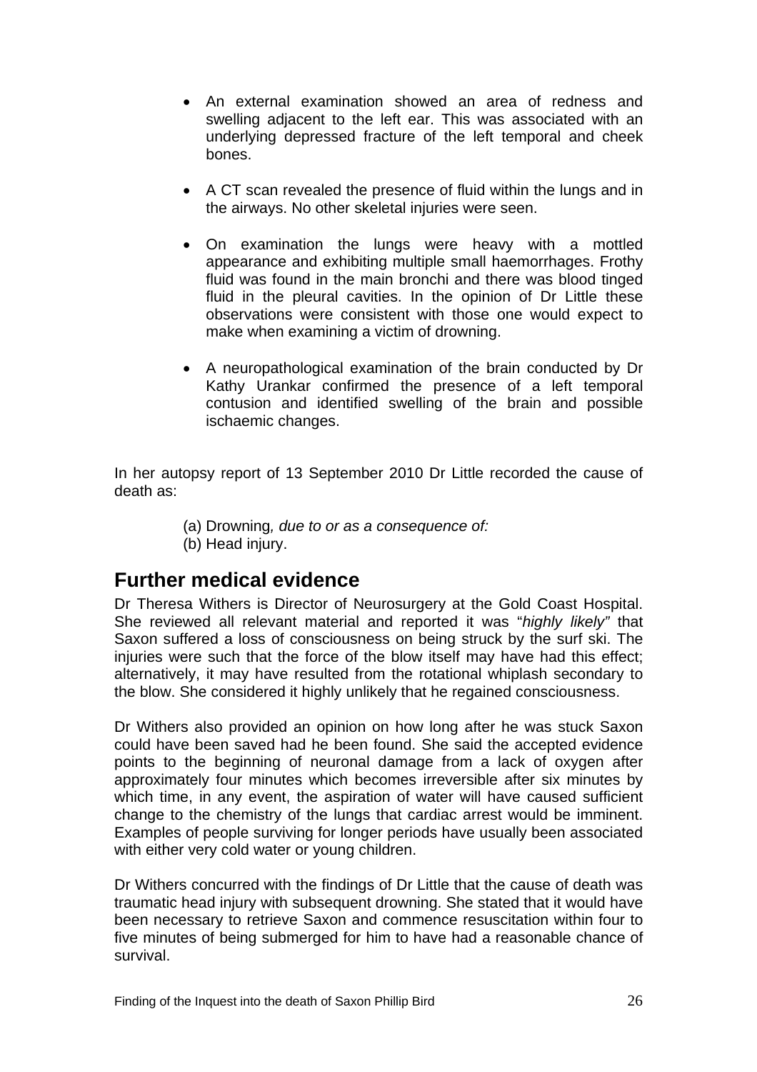- An external examination showed an area of redness and swelling adjacent to the left ear. This was associated with an underlying depressed fracture of the left temporal and cheek bones.

- A CT scan revealed the presence of fluid within the lungs and in the airways. No other skeletal injuries were seen.

- On examination the lungs were heavy with a mottled appearance and exhibiting multiple small haemorrhages. Frothy fluid was found in the main bronchi and there was blood tinged fluid in the pleural cavities. In the opinion of Dr Little these observations were consistent with those one would expect to make when examining a victim of drowning.

- A neuropathological examination of the brain conducted by Dr Kathy Urankar confirmed the presence of a left temporal contusion and identified swelling of the brain and possible ischaemic changes.

In her autopsy report of 13 September 2010 Dr Little recorded the cause of death as:

(a) Drowning*, due to or as a consequence of:*
(b) Head injury.

## Further medical evidence

Dr Theresa Withers is Director of Neurosurgery at the Gold Coast Hospital. She reviewed all relevant material and reported it was "*highly likely"* that Saxon suffered a loss of consciousness on being struck by the surf ski. The injuries were such that the force of the blow itself may have had this effect; alternatively, it may have resulted from the rotational whiplash secondary to the blow. She considered it highly unlikely that he regained consciousness.

Dr Withers also provided an opinion on how long after he was stuck Saxon could have been saved had he been found. She said the accepted evidence points to the beginning of neuronal damage from a lack of oxygen after approximately four minutes which becomes irreversible after six minutes by which time, in any event, the aspiration of water will have caused sufficient change to the chemistry of the lungs that cardiac arrest would be imminent. Examples of people surviving for longer periods have usually been associated with either very cold water or young children.

Dr Withers concurred with the findings of Dr Little that the cause of death was traumatic head injury with subsequent drowning. She stated that it would have been necessary to retrieve Saxon and commence resuscitation within four to five minutes of being submerged for him to have had a reasonable chance of survival.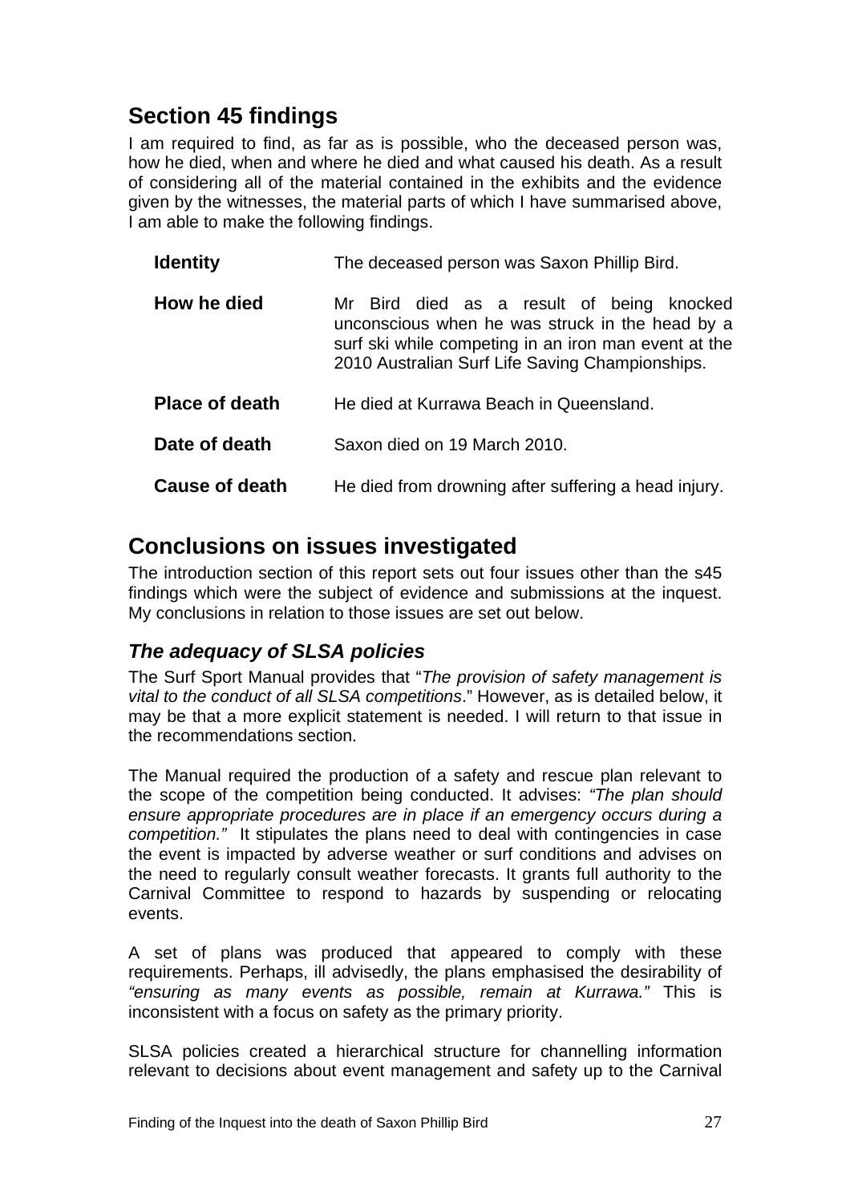## Section 45 findings

I am required to find, as far as is possible, who the deceased person was, how he died, when and where he died and what caused his death. As a result of considering all of the material contained in the exhibits and the evidence given by the witnesses, the material parts of which I have summarised above, I am able to make the following findings.

| | |
|---|---|
| **Identity** | The deceased person was Saxon Phillip Bird. |
| **How he died** | Mr Bird died as a result of being knocked unconscious when he was struck in the head by a surf ski while competing in an iron man event at the 2010 Australian Surf Life Saving Championships. |
| **Place of death** | He died at Kurrawa Beach in Queensland. |
| **Date of death** | Saxon died on 19 March 2010. |
| **Cause of death** | He died from drowning after suffering a head injury. |

## Conclusions on issues investigated

The introduction section of this report sets out four issues other than the s45 findings which were the subject of evidence and submissions at the inquest. My conclusions in relation to those issues are set out below.

### *The adequacy of SLSA policies*

The Surf Sport Manual provides that "*The provision of safety management is vital to the conduct of all SLSA competitions*." However, as is detailed below, it may be that a more explicit statement is needed. I will return to that issue in the recommendations section.

The Manual required the production of a safety and rescue plan relevant to the scope of the competition being conducted. It advises: *"The plan should ensure appropriate procedures are in place if an emergency occurs during a competition."* It stipulates the plans need to deal with contingencies in case the event is impacted by adverse weather or surf conditions and advises on the need to regularly consult weather forecasts. It grants full authority to the Carnival Committee to respond to hazards by suspending or relocating events.

A set of plans was produced that appeared to comply with these requirements. Perhaps, ill advisedly, the plans emphasised the desirability of *"ensuring as many events as possible, remain at Kurrawa."* This is inconsistent with a focus on safety as the primary priority.

SLSA policies created a hierarchical structure for channelling information relevant to decisions about event management and safety up to the Carnival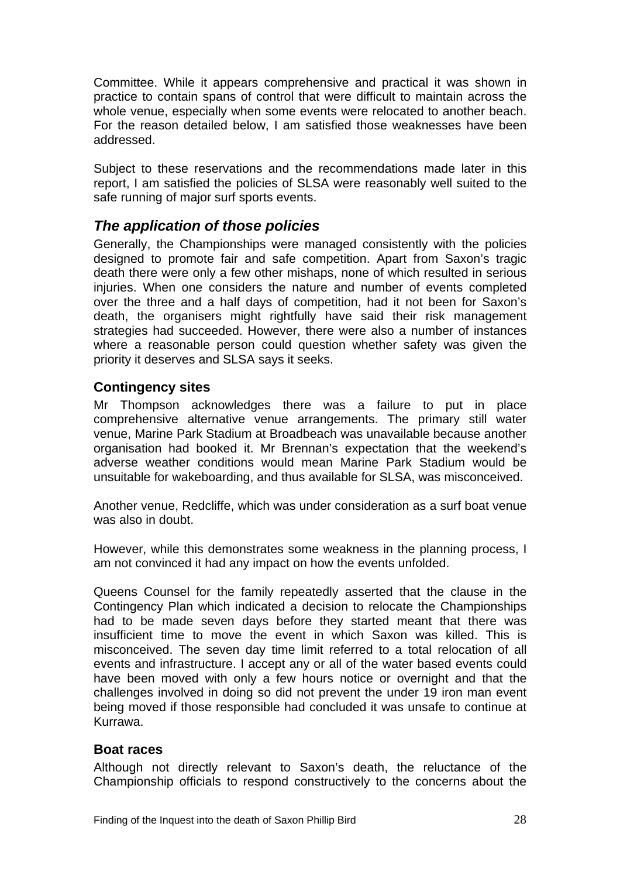Committee. While it appears comprehensive and practical it was shown in practice to contain spans of control that were difficult to maintain across the whole venue, especially when some events were relocated to another beach. For the reason detailed below, I am satisfied those weaknesses have been addressed.

Subject to these reservations and the recommendations made later in this report, I am satisfied the policies of SLSA were reasonably well suited to the safe running of major surf sports events.

## *The application of those policies*

Generally, the Championships were managed consistently with the policies designed to promote fair and safe competition. Apart from Saxon's tragic death there were only a few other mishaps, none of which resulted in serious injuries. When one considers the nature and number of events completed over the three and a half days of competition, had it not been for Saxon's death, the organisers might rightfully have said their risk management strategies had succeeded. However, there were also a number of instances where a reasonable person could question whether safety was given the priority it deserves and SLSA says it seeks.

### Contingency sites

Mr Thompson acknowledges there was a failure to put in place comprehensive alternative venue arrangements. The primary still water venue, Marine Park Stadium at Broadbeach was unavailable because another organisation had booked it. Mr Brennan's expectation that the weekend's adverse weather conditions would mean Marine Park Stadium would be unsuitable for wakeboarding, and thus available for SLSA, was misconceived.

Another venue, Redcliffe, which was under consideration as a surf boat venue was also in doubt.

However, while this demonstrates some weakness in the planning process, I am not convinced it had any impact on how the events unfolded.

Queens Counsel for the family repeatedly asserted that the clause in the Contingency Plan which indicated a decision to relocate the Championships had to be made seven days before they started meant that there was insufficient time to move the event in which Saxon was killed. This is misconceived. The seven day time limit referred to a total relocation of all events and infrastructure. I accept any or all of the water based events could have been moved with only a few hours notice or overnight and that the challenges involved in doing so did not prevent the under 19 iron man event being moved if those responsible had concluded it was unsafe to continue at Kurrawa.

### Boat races

Although not directly relevant to Saxon's death, the reluctance of the Championship officials to respond constructively to the concerns about the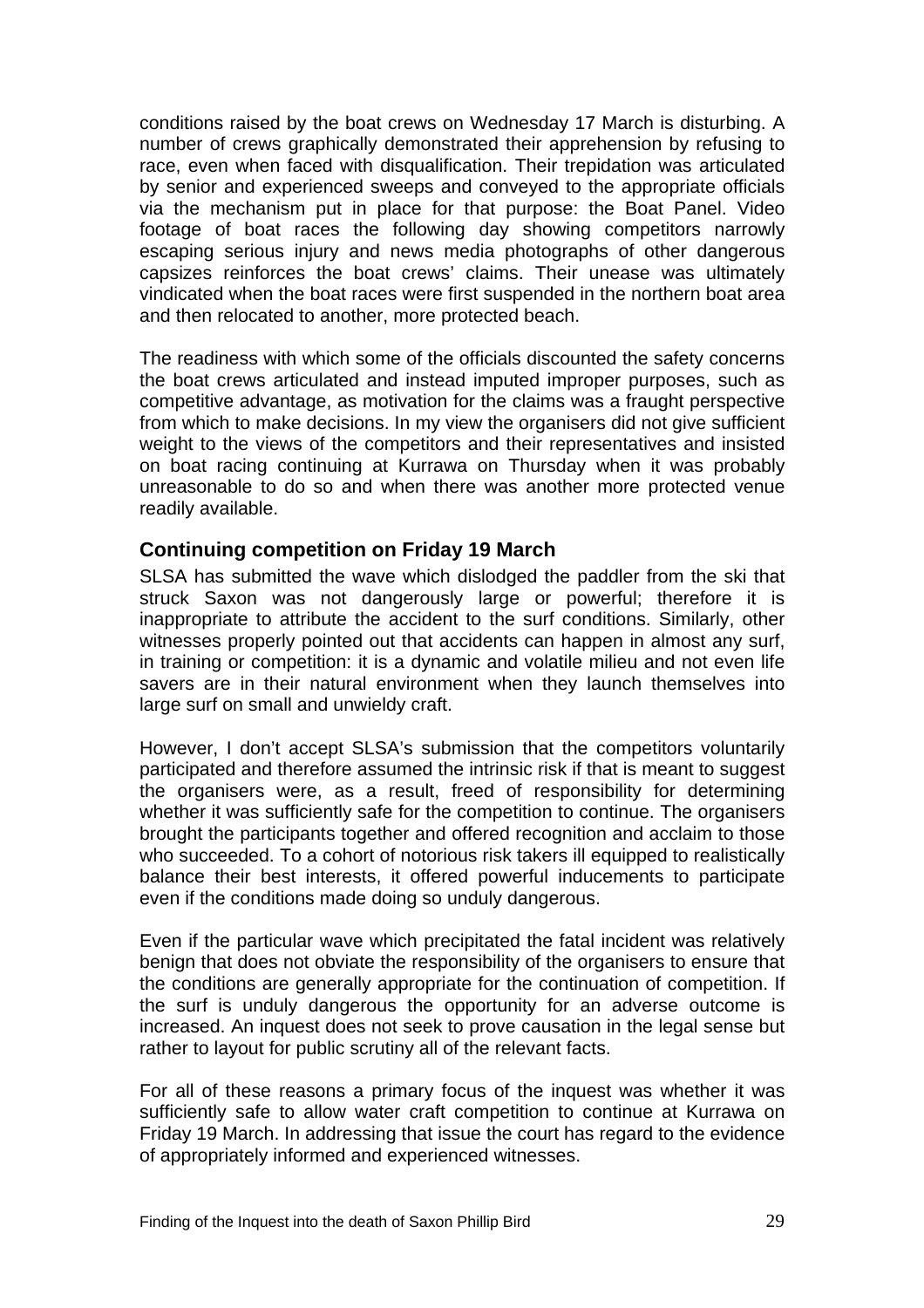conditions raised by the boat crews on Wednesday 17 March is disturbing. A number of crews graphically demonstrated their apprehension by refusing to race, even when faced with disqualification. Their trepidation was articulated by senior and experienced sweeps and conveyed to the appropriate officials via the mechanism put in place for that purpose: the Boat Panel. Video footage of boat races the following day showing competitors narrowly escaping serious injury and news media photographs of other dangerous capsizes reinforces the boat crews' claims. Their unease was ultimately vindicated when the boat races were first suspended in the northern boat area and then relocated to another, more protected beach.

The readiness with which some of the officials discounted the safety concerns the boat crews articulated and instead imputed improper purposes, such as competitive advantage, as motivation for the claims was a fraught perspective from which to make decisions. In my view the organisers did not give sufficient weight to the views of the competitors and their representatives and insisted on boat racing continuing at Kurrawa on Thursday when it was probably unreasonable to do so and when there was another more protected venue readily available.

## Continuing competition on Friday 19 March

SLSA has submitted the wave which dislodged the paddler from the ski that struck Saxon was not dangerously large or powerful; therefore it is inappropriate to attribute the accident to the surf conditions. Similarly, other witnesses properly pointed out that accidents can happen in almost any surf, in training or competition: it is a dynamic and volatile milieu and not even life savers are in their natural environment when they launch themselves into large surf on small and unwieldy craft.

However, I don't accept SLSA's submission that the competitors voluntarily participated and therefore assumed the intrinsic risk if that is meant to suggest the organisers were, as a result, freed of responsibility for determining whether it was sufficiently safe for the competition to continue. The organisers brought the participants together and offered recognition and acclaim to those who succeeded. To a cohort of notorious risk takers ill equipped to realistically balance their best interests, it offered powerful inducements to participate even if the conditions made doing so unduly dangerous.

Even if the particular wave which precipitated the fatal incident was relatively benign that does not obviate the responsibility of the organisers to ensure that the conditions are generally appropriate for the continuation of competition. If the surf is unduly dangerous the opportunity for an adverse outcome is increased. An inquest does not seek to prove causation in the legal sense but rather to layout for public scrutiny all of the relevant facts.

For all of these reasons a primary focus of the inquest was whether it was sufficiently safe to allow water craft competition to continue at Kurrawa on Friday 19 March. In addressing that issue the court has regard to the evidence of appropriately informed and experienced witnesses.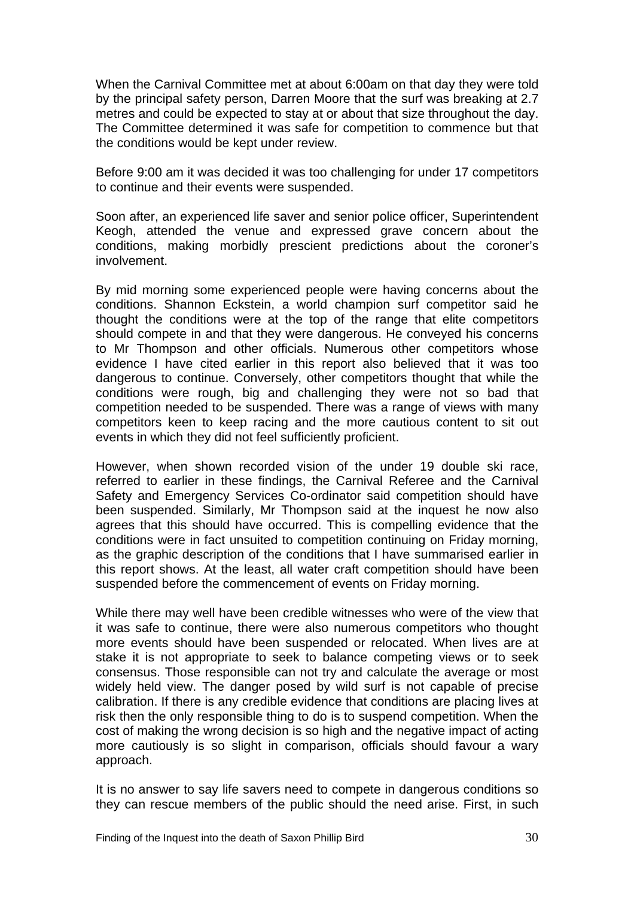When the Carnival Committee met at about 6:00am on that day they were told by the principal safety person, Darren Moore that the surf was breaking at 2.7 metres and could be expected to stay at or about that size throughout the day. The Committee determined it was safe for competition to commence but that the conditions would be kept under review.

Before 9:00 am it was decided it was too challenging for under 17 competitors to continue and their events were suspended.

Soon after, an experienced life saver and senior police officer, Superintendent Keogh, attended the venue and expressed grave concern about the conditions, making morbidly prescient predictions about the coroner's involvement.

By mid morning some experienced people were having concerns about the conditions. Shannon Eckstein, a world champion surf competitor said he thought the conditions were at the top of the range that elite competitors should compete in and that they were dangerous. He conveyed his concerns to Mr Thompson and other officials. Numerous other competitors whose evidence I have cited earlier in this report also believed that it was too dangerous to continue. Conversely, other competitors thought that while the conditions were rough, big and challenging they were not so bad that competition needed to be suspended. There was a range of views with many competitors keen to keep racing and the more cautious content to sit out events in which they did not feel sufficiently proficient.

However, when shown recorded vision of the under 19 double ski race, referred to earlier in these findings, the Carnival Referee and the Carnival Safety and Emergency Services Co-ordinator said competition should have been suspended. Similarly, Mr Thompson said at the inquest he now also agrees that this should have occurred. This is compelling evidence that the conditions were in fact unsuited to competition continuing on Friday morning, as the graphic description of the conditions that I have summarised earlier in this report shows. At the least, all water craft competition should have been suspended before the commencement of events on Friday morning.

While there may well have been credible witnesses who were of the view that it was safe to continue, there were also numerous competitors who thought more events should have been suspended or relocated. When lives are at stake it is not appropriate to seek to balance competing views or to seek consensus. Those responsible can not try and calculate the average or most widely held view. The danger posed by wild surf is not capable of precise calibration. If there is any credible evidence that conditions are placing lives at risk then the only responsible thing to do is to suspend competition. When the cost of making the wrong decision is so high and the negative impact of acting more cautiously is so slight in comparison, officials should favour a wary approach.

It is no answer to say life savers need to compete in dangerous conditions so they can rescue members of the public should the need arise. First, in such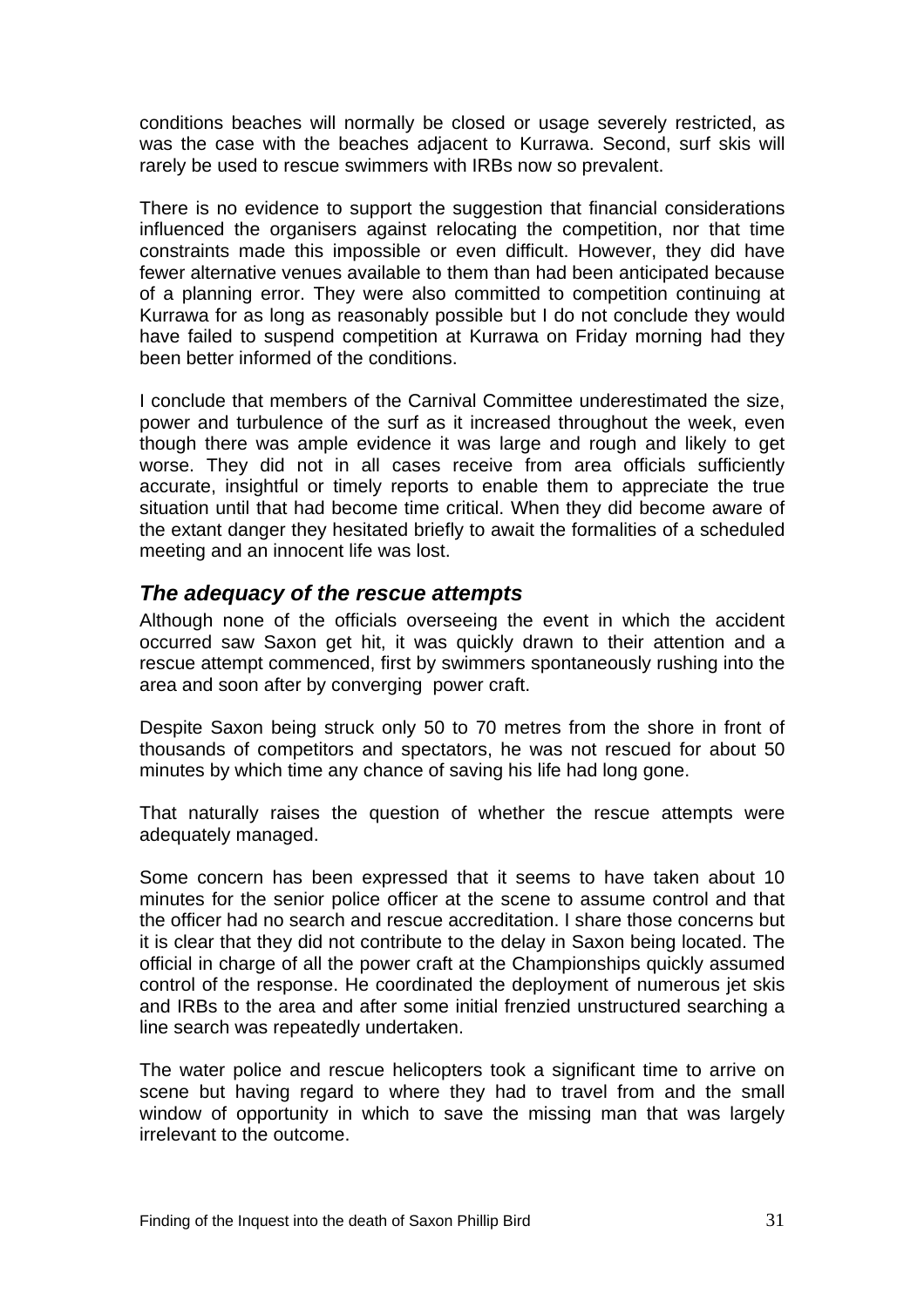conditions beaches will normally be closed or usage severely restricted, as was the case with the beaches adjacent to Kurrawa. Second, surf skis will rarely be used to rescue swimmers with IRBs now so prevalent.

There is no evidence to support the suggestion that financial considerations influenced the organisers against relocating the competition, nor that time constraints made this impossible or even difficult. However, they did have fewer alternative venues available to them than had been anticipated because of a planning error. They were also committed to competition continuing at Kurrawa for as long as reasonably possible but I do not conclude they would have failed to suspend competition at Kurrawa on Friday morning had they been better informed of the conditions.

I conclude that members of the Carnival Committee underestimated the size, power and turbulence of the surf as it increased throughout the week, even though there was ample evidence it was large and rough and likely to get worse. They did not in all cases receive from area officials sufficiently accurate, insightful or timely reports to enable them to appreciate the true situation until that had become time critical. When they did become aware of the extant danger they hesitated briefly to await the formalities of a scheduled meeting and an innocent life was lost.

### *The adequacy of the rescue attempts*

Although none of the officials overseeing the event in which the accident occurred saw Saxon get hit, it was quickly drawn to their attention and a rescue attempt commenced, first by swimmers spontaneously rushing into the area and soon after by converging power craft.

Despite Saxon being struck only 50 to 70 metres from the shore in front of thousands of competitors and spectators, he was not rescued for about 50 minutes by which time any chance of saving his life had long gone.

That naturally raises the question of whether the rescue attempts were adequately managed.

Some concern has been expressed that it seems to have taken about 10 minutes for the senior police officer at the scene to assume control and that the officer had no search and rescue accreditation. I share those concerns but it is clear that they did not contribute to the delay in Saxon being located. The official in charge of all the power craft at the Championships quickly assumed control of the response. He coordinated the deployment of numerous jet skis and IRBs to the area and after some initial frenzied unstructured searching a line search was repeatedly undertaken.

The water police and rescue helicopters took a significant time to arrive on scene but having regard to where they had to travel from and the small window of opportunity in which to save the missing man that was largely irrelevant to the outcome.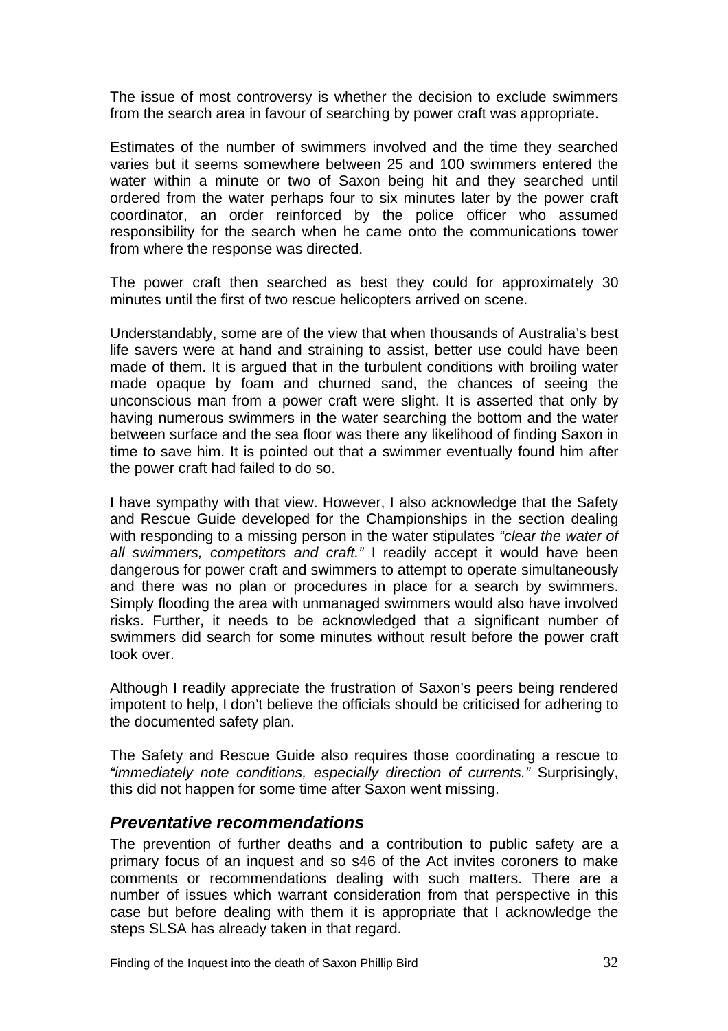The issue of most controversy is whether the decision to exclude swimmers from the search area in favour of searching by power craft was appropriate.

Estimates of the number of swimmers involved and the time they searched varies but it seems somewhere between 25 and 100 swimmers entered the water within a minute or two of Saxon being hit and they searched until ordered from the water perhaps four to six minutes later by the power craft coordinator, an order reinforced by the police officer who assumed responsibility for the search when he came onto the communications tower from where the response was directed.

The power craft then searched as best they could for approximately 30 minutes until the first of two rescue helicopters arrived on scene.

Understandably, some are of the view that when thousands of Australia's best life savers were at hand and straining to assist, better use could have been made of them. It is argued that in the turbulent conditions with broiling water made opaque by foam and churned sand, the chances of seeing the unconscious man from a power craft were slight. It is asserted that only by having numerous swimmers in the water searching the bottom and the water between surface and the sea floor was there any likelihood of finding Saxon in time to save him. It is pointed out that a swimmer eventually found him after the power craft had failed to do so.

I have sympathy with that view. However, I also acknowledge that the Safety and Rescue Guide developed for the Championships in the section dealing with responding to a missing person in the water stipulates *"clear the water of all swimmers, competitors and craft."* I readily accept it would have been dangerous for power craft and swimmers to attempt to operate simultaneously and there was no plan or procedures in place for a search by swimmers. Simply flooding the area with unmanaged swimmers would also have involved risks. Further, it needs to be acknowledged that a significant number of swimmers did search for some minutes without result before the power craft took over.

Although I readily appreciate the frustration of Saxon's peers being rendered impotent to help, I don't believe the officials should be criticised for adhering to the documented safety plan.

The Safety and Rescue Guide also requires those coordinating a rescue to *"immediately note conditions, especially direction of currents."* Surprisingly, this did not happen for some time after Saxon went missing.

## *Preventative recommendations*

The prevention of further deaths and a contribution to public safety are a primary focus of an inquest and so s46 of the Act invites coroners to make comments or recommendations dealing with such matters. There are a number of issues which warrant consideration from that perspective in this case but before dealing with them it is appropriate that I acknowledge the steps SLSA has already taken in that regard.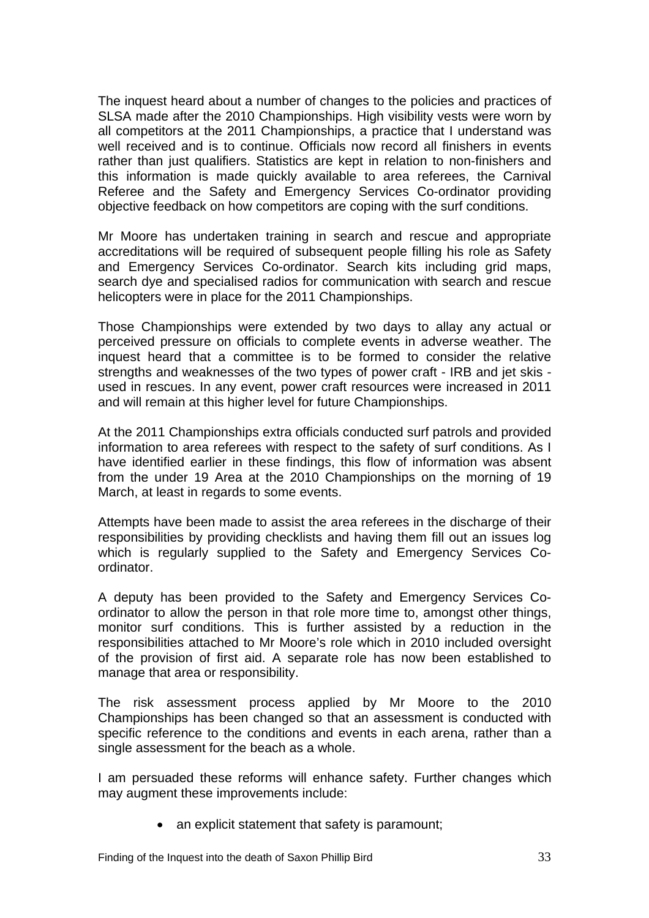The inquest heard about a number of changes to the policies and practices of SLSA made after the 2010 Championships. High visibility vests were worn by all competitors at the 2011 Championships, a practice that I understand was well received and is to continue. Officials now record all finishers in events rather than just qualifiers. Statistics are kept in relation to non-finishers and this information is made quickly available to area referees, the Carnival Referee and the Safety and Emergency Services Co-ordinator providing objective feedback on how competitors are coping with the surf conditions.

Mr Moore has undertaken training in search and rescue and appropriate accreditations will be required of subsequent people filling his role as Safety and Emergency Services Co-ordinator. Search kits including grid maps, search dye and specialised radios for communication with search and rescue helicopters were in place for the 2011 Championships.

Those Championships were extended by two days to allay any actual or perceived pressure on officials to complete events in adverse weather. The inquest heard that a committee is to be formed to consider the relative strengths and weaknesses of the two types of power craft - IRB and jet skis - used in rescues. In any event, power craft resources were increased in 2011 and will remain at this higher level for future Championships.

At the 2011 Championships extra officials conducted surf patrols and provided information to area referees with respect to the safety of surf conditions. As I have identified earlier in these findings, this flow of information was absent from the under 19 Area at the 2010 Championships on the morning of 19 March, at least in regards to some events.

Attempts have been made to assist the area referees in the discharge of their responsibilities by providing checklists and having them fill out an issues log which is regularly supplied to the Safety and Emergency Services Co-ordinator.

A deputy has been provided to the Safety and Emergency Services Co-ordinator to allow the person in that role more time to, amongst other things, monitor surf conditions. This is further assisted by a reduction in the responsibilities attached to Mr Moore's role which in 2010 included oversight of the provision of first aid. A separate role has now been established to manage that area or responsibility.

The risk assessment process applied by Mr Moore to the 2010 Championships has been changed so that an assessment is conducted with specific reference to the conditions and events in each arena, rather than a single assessment for the beach as a whole.

I am persuaded these reforms will enhance safety. Further changes which may augment these improvements include:

- an explicit statement that safety is paramount;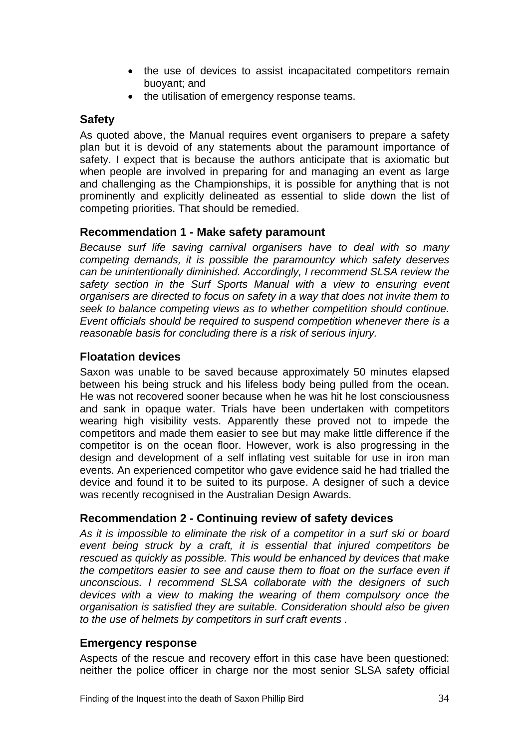- the use of devices to assist incapacitated competitors remain buoyant; and
- the utilisation of emergency response teams.

## Safety

As quoted above, the Manual requires event organisers to prepare a safety plan but it is devoid of any statements about the paramount importance of safety. I expect that is because the authors anticipate that is axiomatic but when people are involved in preparing for and managing an event as large and challenging as the Championships, it is possible for anything that is not prominently and explicitly delineated as essential to slide down the list of competing priorities. That should be remedied.

### Recommendation 1 - Make safety paramount

*Because surf life saving carnival organisers have to deal with so many competing demands, it is possible the paramountcy which safety deserves can be unintentionally diminished. Accordingly, I recommend SLSA review the safety section in the Surf Sports Manual with a view to ensuring event organisers are directed to focus on safety in a way that does not invite them to seek to balance competing views as to whether competition should continue. Event officials should be required to suspend competition whenever there is a reasonable basis for concluding there is a risk of serious injury.*

## Floatation devices

Saxon was unable to be saved because approximately 50 minutes elapsed between his being struck and his lifeless body being pulled from the ocean. He was not recovered sooner because when he was hit he lost consciousness and sank in opaque water. Trials have been undertaken with competitors wearing high visibility vests. Apparently these proved not to impede the competitors and made them easier to see but may make little difference if the competitor is on the ocean floor. However, work is also progressing in the design and development of a self inflating vest suitable for use in iron man events. An experienced competitor who gave evidence said he had trialled the device and found it to be suited to its purpose. A designer of such a device was recently recognised in the Australian Design Awards.

### Recommendation 2 - Continuing review of safety devices

*As it is impossible to eliminate the risk of a competitor in a surf ski or board event being struck by a craft, it is essential that injured competitors be rescued as quickly as possible. This would be enhanced by devices that make the competitors easier to see and cause them to float on the surface even if unconscious. I recommend SLSA collaborate with the designers of such devices with a view to making the wearing of them compulsory once the organisation is satisfied they are suitable. Consideration should also be given to the use of helmets by competitors in surf craft events .*

## Emergency response

Aspects of the rescue and recovery effort in this case have been questioned: neither the police officer in charge nor the most senior SLSA safety official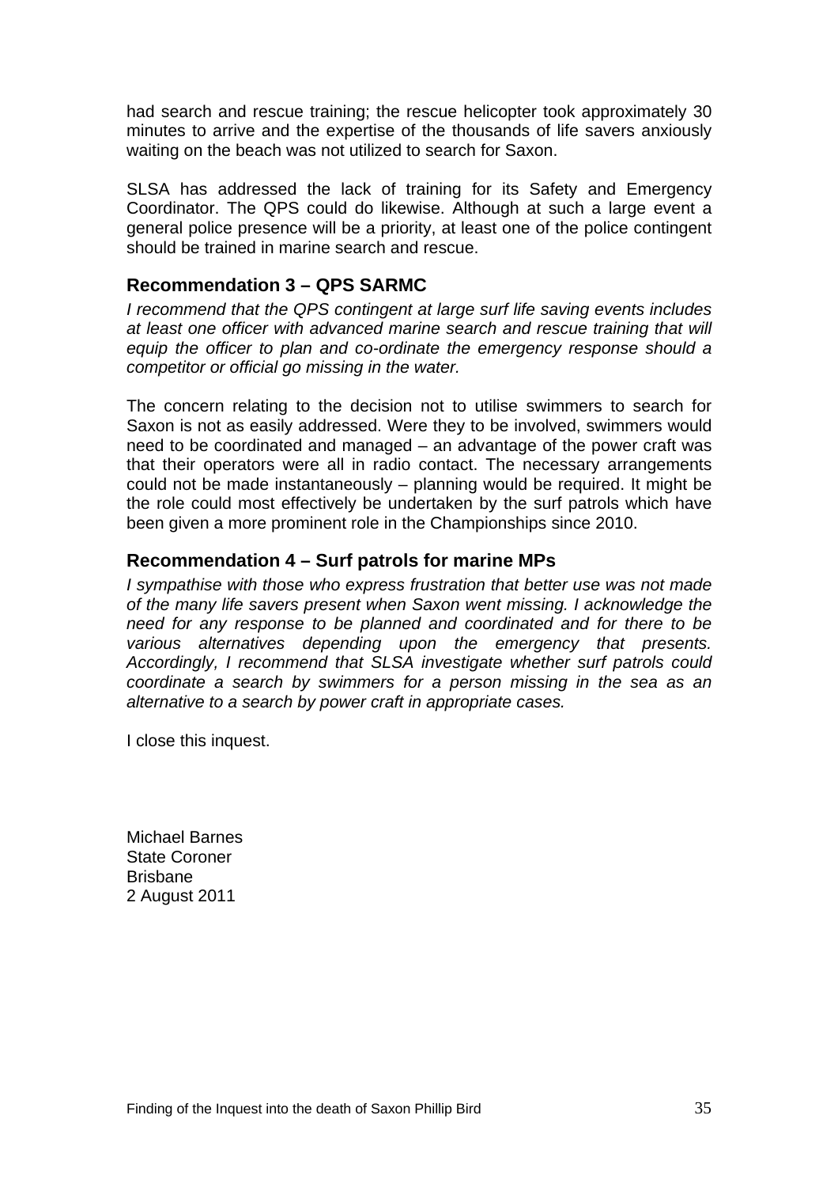had search and rescue training; the rescue helicopter took approximately 30 minutes to arrive and the expertise of the thousands of life savers anxiously waiting on the beach was not utilized to search for Saxon.

SLSA has addressed the lack of training for its Safety and Emergency Coordinator. The QPS could do likewise. Although at such a large event a general police presence will be a priority, at least one of the police contingent should be trained in marine search and rescue.

### Recommendation 3 – QPS SARMC

*I recommend that the QPS contingent at large surf life saving events includes at least one officer with advanced marine search and rescue training that will equip the officer to plan and co-ordinate the emergency response should a competitor or official go missing in the water.*

The concern relating to the decision not to utilise swimmers to search for Saxon is not as easily addressed. Were they to be involved, swimmers would need to be coordinated and managed – an advantage of the power craft was that their operators were all in radio contact. The necessary arrangements could not be made instantaneously – planning would be required. It might be the role could most effectively be undertaken by the surf patrols which have been given a more prominent role in the Championships since 2010.

### Recommendation 4 – Surf patrols for marine MPs

*I sympathise with those who express frustration that better use was not made of the many life savers present when Saxon went missing. I acknowledge the need for any response to be planned and coordinated and for there to be various alternatives depending upon the emergency that presents. Accordingly, I recommend that SLSA investigate whether surf patrols could coordinate a search by swimmers for a person missing in the sea as an alternative to a search by power craft in appropriate cases.*

I close this inquest.

Michael Barnes
State Coroner
Brisbane
2 August 2011